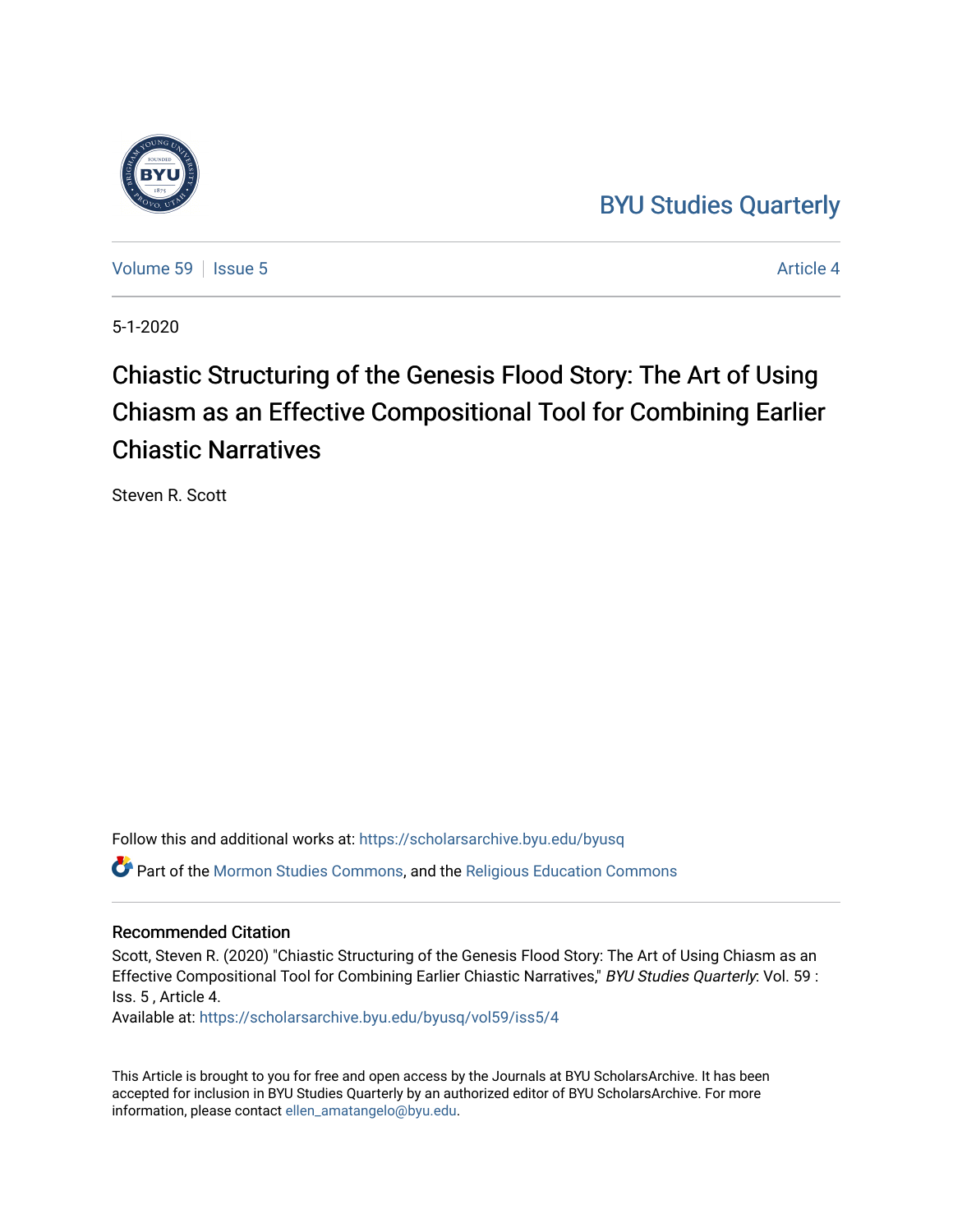BYU Studies Quarterly

Volume 59 | Issue 5 — Article 4

5-1-2020

# Chiastic Structuring of the Genesis Flood Story: The Art of Using Chiasm as an Effective Compositional Tool for Combining Earlier Chiastic Narratives

Steven R. Scott

Follow this and additional works at: https://scholarsarchive.byu.edu/byusq

Part of the Mormon Studies Commons, and the Religious Education Commons

## Recommended Citation

Scott, Steven R. (2020) "Chiastic Structuring of the Genesis Flood Story: The Art of Using Chiasm as an Effective Compositional Tool for Combining Earlier Chiastic Narratives," *BYU Studies Quarterly*: Vol. 59 : Iss. 5 , Article 4.
Available at: https://scholarsarchive.byu.edu/byusq/vol59/iss5/4

This Article is brought to you for free and open access by the Journals at BYU ScholarsArchive. It has been accepted for inclusion in BYU Studies Quarterly by an authorized editor of BYU ScholarsArchive. For more information, please contact ellen_amatangelo@byu.edu.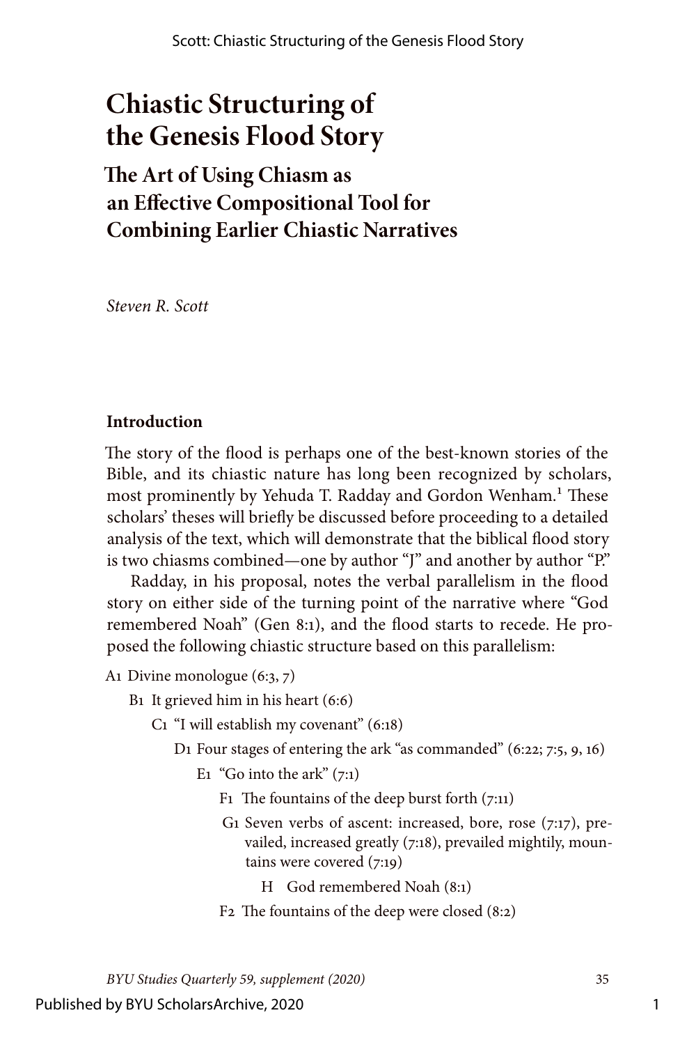# Chiastic Structuring of the Genesis Flood Story

## The Art of Using Chiasm as an Effective Compositional Tool for Combining Earlier Chiastic Narratives

*Steven R. Scott*

### Introduction

The story of the flood is perhaps one of the best-known stories of the Bible, and its chiastic nature has long been recognized by scholars, most prominently by Yehuda T. Radday and Gordon Wenham.[1] These scholars' theses will briefly be discussed before proceeding to a detailed analysis of the text, which will demonstrate that the biblical flood story is two chiasms combined—one by author "J" and another by author "P."

Radday, in his proposal, notes the verbal parallelism in the flood story on either side of the turning point of the narrative where "God remembered Noah" (Gen 8:1), and the flood starts to recede. He proposed the following chiastic structure based on this parallelism:

- A1 Divine monologue (6:3, 7)
  - B1 It grieved him in his heart (6:6)
    - C1 "I will establish my covenant" (6:18)
      - D1 Four stages of entering the ark "as commanded" (6:22; 7:5, 9, 16)
        - E1 "Go into the ark" (7:1)
          - F1 The fountains of the deep burst forth (7:11)
            - G1 Seven verbs of ascent: increased, bore, rose (7:17), prevailed, increased greatly (7:18), prevailed mightily, mountains were covered (7:19)
              - H God remembered Noah (8:1)
          - F2 The fountains of the deep were closed (8:2)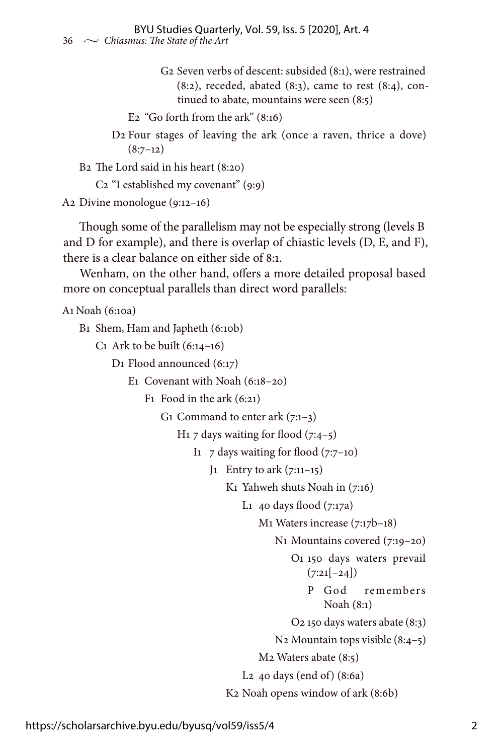G2 Seven verbs of descent: subsided (8:1), were restrained (8:2), receded, abated (8:3), came to rest (8:4), continued to abate, mountains were seen (8:5)

E2 "Go forth from the ark" (8:16)

D2 Four stages of leaving the ark (once a raven, thrice a dove) (8:7–12)

B2 The Lord said in his heart (8:20)

C2 "I established my covenant" (9:9)

A2 Divine monologue (9:12–16)

Though some of the parallelism may not be especially strong (levels B and D for example), and there is overlap of chiastic levels (D, E, and F), there is a clear balance on either side of 8:1.

Wenham, on the other hand, offers a more detailed proposal based more on conceptual parallels than direct word parallels:

A1 Noah (6:10a)

B1 Shem, Ham and Japheth (6:10b)

C1 Ark to be built (6:14–16)

D1 Flood announced (6:17)

E1 Covenant with Noah (6:18–20)

F1 Food in the ark (6:21)

G1 Command to enter ark (7:1–3)

H1 7 days waiting for flood (7:4–5)

I1 7 days waiting for flood (7:7–10)

J1 Entry to ark (7:11–15)

K1 Yahweh shuts Noah in (7:16)

L1 40 days flood (7:17a)

M1 Waters increase (7:17b–18)

N1 Mountains covered (7:19–20)

O1 150 days waters prevail (7:21[–24])

P God remembers Noah (8:1)

O2 150 days waters abate (8:3)

N2 Mountain tops visible (8:4–5)

M2 Waters abate (8:5)

L2 40 days (end of) (8:6a)

K2 Noah opens window of ark (8:6b)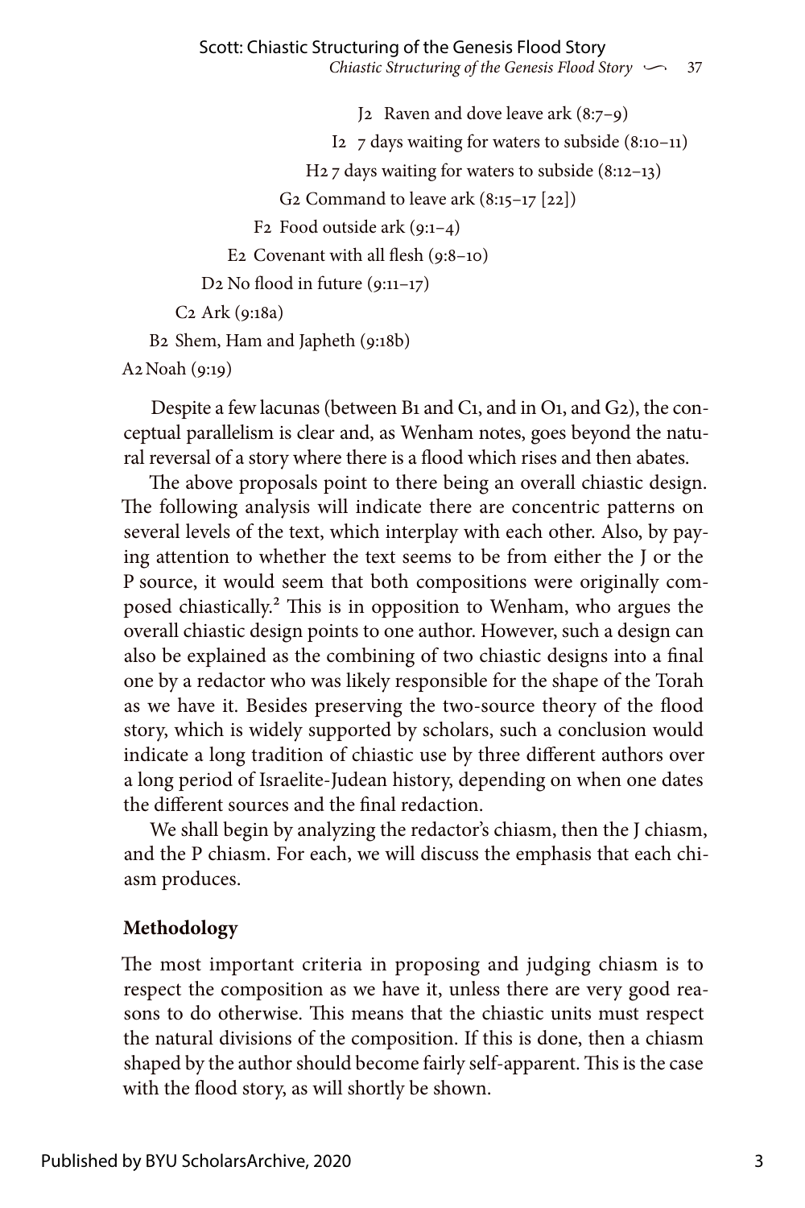J2 Raven and dove leave ark (8:7–9)

I2 7 days waiting for waters to subside (8:10–11)

H2 7 days waiting for waters to subside (8:12–13)

G2 Command to leave ark (8:15–17 [22])

F2 Food outside ark (9:1–4)

E2 Covenant with all flesh (9:8–10)

D2 No flood in future (9:11–17)

C2 Ark (9:18a)

B2 Shem, Ham and Japheth (9:18b)

A2 Noah (9:19)

Despite a few lacunas (between B1 and C1, and in O1, and G2), the conceptual parallelism is clear and, as Wenham notes, goes beyond the natural reversal of a story where there is a flood which rises and then abates.

The above proposals point to there being an overall chiastic design. The following analysis will indicate there are concentric patterns on several levels of the text, which interplay with each other. Also, by paying attention to whether the text seems to be from either the J or the P source, it would seem that both compositions were originally composed chiastically.[2] This is in opposition to Wenham, who argues the overall chiastic design points to one author. However, such a design can also be explained as the combining of two chiastic designs into a final one by a redactor who was likely responsible for the shape of the Torah as we have it. Besides preserving the two-source theory of the flood story, which is widely supported by scholars, such a conclusion would indicate a long tradition of chiastic use by three different authors over a long period of Israelite-Judean history, depending on when one dates the different sources and the final redaction.

We shall begin by analyzing the redactor's chiasm, then the J chiasm, and the P chiasm. For each, we will discuss the emphasis that each chiasm produces.

**Methodology**

The most important criteria in proposing and judging chiasm is to respect the composition as we have it, unless there are very good reasons to do otherwise. This means that the chiastic units must respect the natural divisions of the composition. If this is done, then a chiasm shaped by the author should become fairly self-apparent. This is the case with the flood story, as will shortly be shown.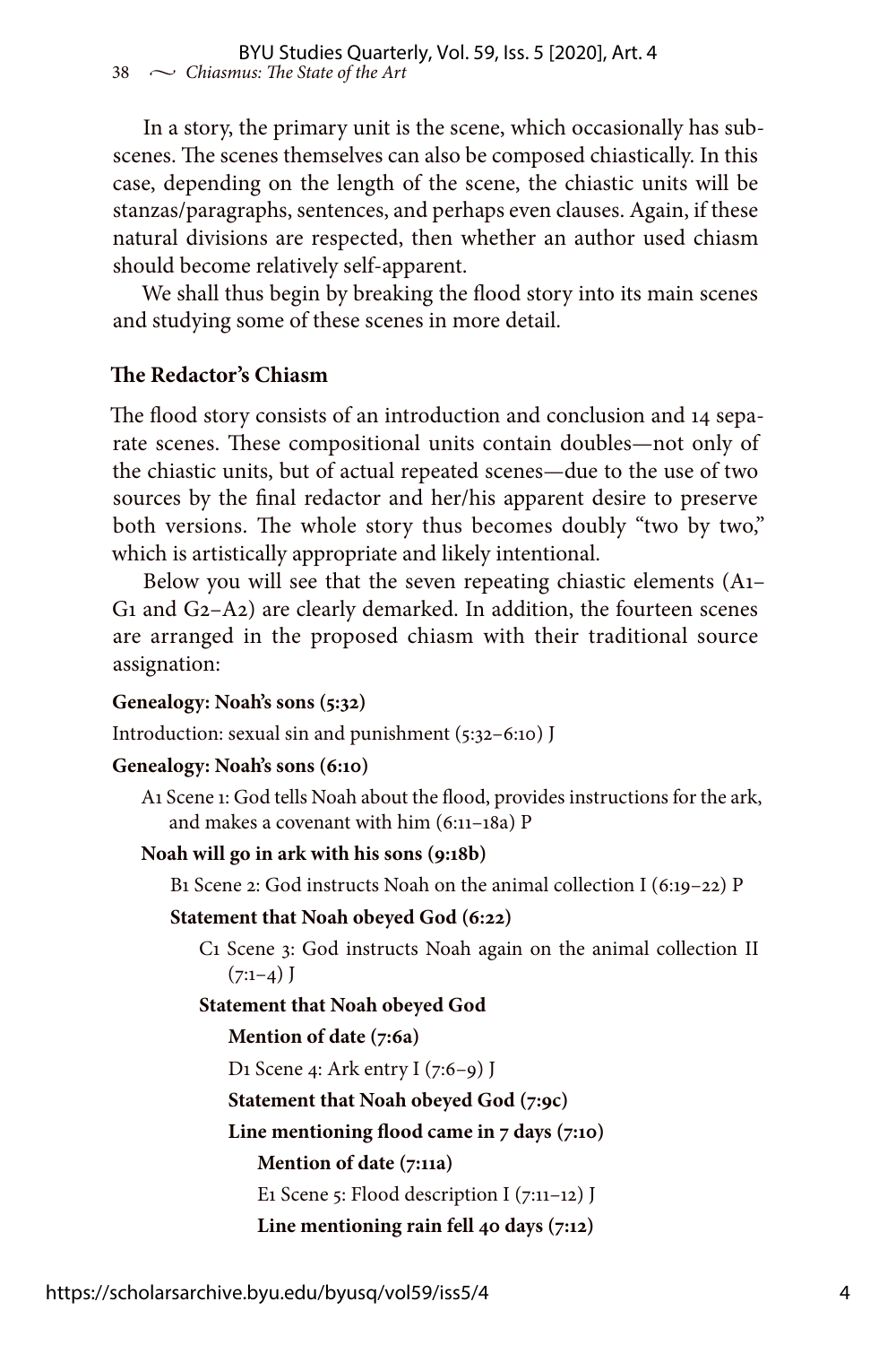In a story, the primary unit is the scene, which occasionally has sub-scenes. The scenes themselves can also be composed chiastically. In this case, depending on the length of the scene, the chiastic units will be stanzas/paragraphs, sentences, and perhaps even clauses. Again, if these natural divisions are respected, then whether an author used chiasm should become relatively self-apparent.

We shall thus begin by breaking the flood story into its main scenes and studying some of these scenes in more detail.

## The Redactor's Chiasm

The flood story consists of an introduction and conclusion and 14 separate scenes. These compositional units contain doubles—not only of the chiastic units, but of actual repeated scenes—due to the use of two sources by the final redactor and her/his apparent desire to preserve both versions. The whole story thus becomes doubly "two by two," which is artistically appropriate and likely intentional.

Below you will see that the seven repeating chiastic elements (A1–G1 and G2–A2) are clearly demarked. In addition, the fourteen scenes are arranged in the proposed chiasm with their traditional source assignation:

**Genealogy: Noah's sons (5:32)**

Introduction: sexual sin and punishment (5:32–6:10) J

**Genealogy: Noah's sons (6:10)**

> A1 Scene 1: God tells Noah about the flood, provides instructions for the ark, and makes a covenant with him (6:11–18a) P
>
> **Noah will go in ark with his sons (9:18b)**
>
> > B1 Scene 2: God instructs Noah on the animal collection I (6:19–22) P
> >
> > **Statement that Noah obeyed God (6:22)**
> >
> > > C1 Scene 3: God instructs Noah again on the animal collection II (7:1–4) J
> > >
> > > **Statement that Noah obeyed God**
> > >
> > > > **Mention of date (7:6a)**
> > > >
> > > > D1 Scene 4: Ark entry I (7:6–9) J
> > > >
> > > > **Statement that Noah obeyed God (7:9c)**
> > > >
> > > > **Line mentioning flood came in 7 days (7:10)**
> > > >
> > > > > **Mention of date (7:11a)**
> > > > >
> > > > > E1 Scene 5: Flood description I (7:11–12) J
> > > > >
> > > > > **Line mentioning rain fell 40 days (7:12)**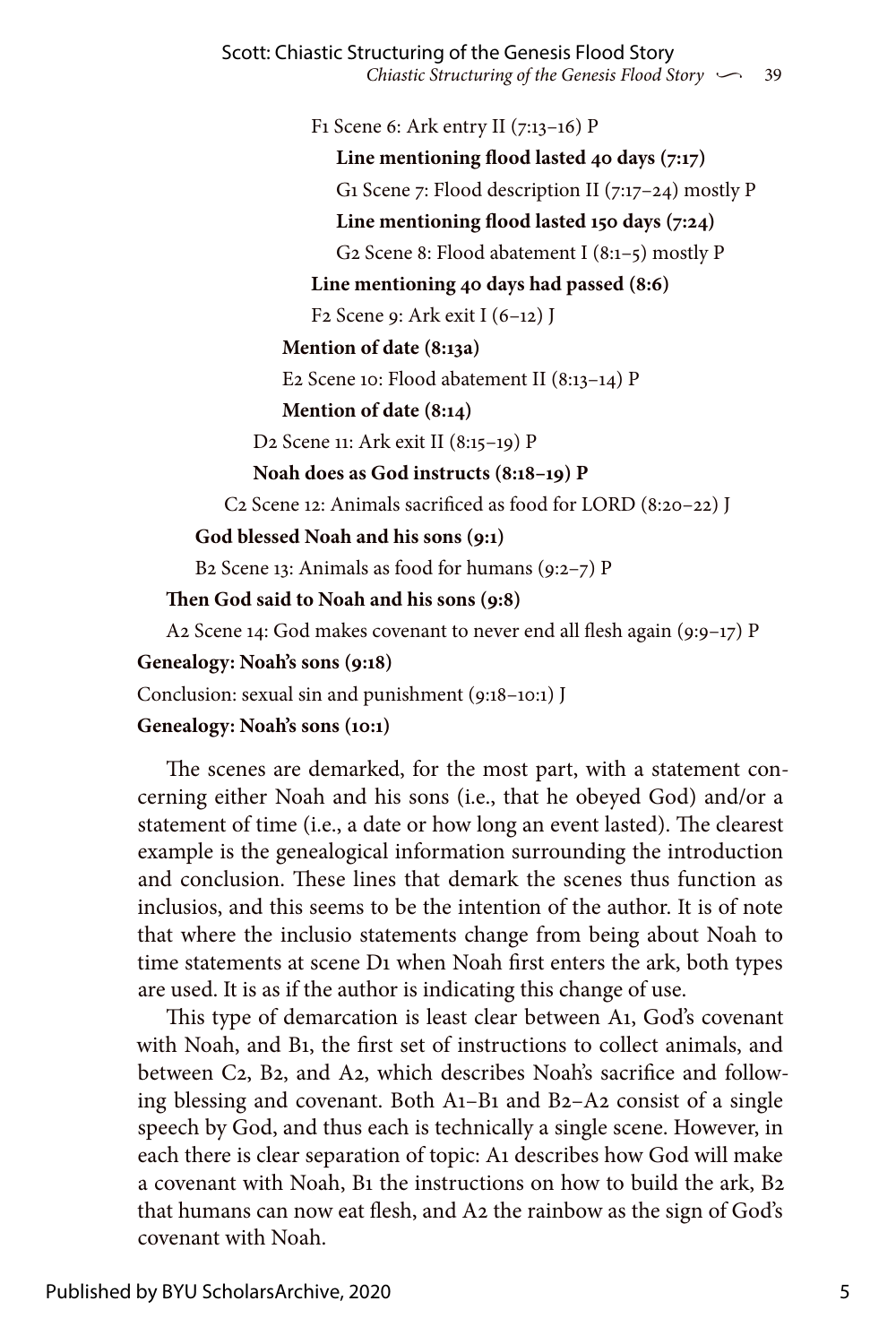F1 Scene 6: Ark entry II (7:13–16) P

**Line mentioning flood lasted 40 days (7:17)**

G1 Scene 7: Flood description II (7:17–24) mostly P

**Line mentioning flood lasted 150 days (7:24)**

G2 Scene 8: Flood abatement I (8:1–5) mostly P

**Line mentioning 40 days had passed (8:6)**

F2 Scene 9: Ark exit I (6–12) J

**Mention of date (8:13a)**

E2 Scene 10: Flood abatement II (8:13–14) P

**Mention of date (8:14)**

D2 Scene 11: Ark exit II (8:15–19) P

**Noah does as God instructs (8:18–19) P**

C2 Scene 12: Animals sacrificed as food for LORD (8:20–22) J

**God blessed Noah and his sons (9:1)**

B2 Scene 13: Animals as food for humans (9:2–7) P

**Then God said to Noah and his sons (9:8)**

A2 Scene 14: God makes covenant to never end all flesh again (9:9–17) P

**Genealogy: Noah's sons (9:18)**

Conclusion: sexual sin and punishment (9:18–10:1) J

**Genealogy: Noah's sons (10:1)**

The scenes are demarked, for the most part, with a statement concerning either Noah and his sons (i.e., that he obeyed God) and/or a statement of time (i.e., a date or how long an event lasted). The clearest example is the genealogical information surrounding the introduction and conclusion. These lines that demark the scenes thus function as inclusios, and this seems to be the intention of the author. It is of note that where the inclusio statements change from being about Noah to time statements at scene D1 when Noah first enters the ark, both types are used. It is as if the author is indicating this change of use.

This type of demarcation is least clear between A1, God's covenant with Noah, and B1, the first set of instructions to collect animals, and between C2, B2, and A2, which describes Noah's sacrifice and following blessing and covenant. Both A1–B1 and B2–A2 consist of a single speech by God, and thus each is technically a single scene. However, in each there is clear separation of topic: A1 describes how God will make a covenant with Noah, B1 the instructions on how to build the ark, B2 that humans can now eat flesh, and A2 the rainbow as the sign of God's covenant with Noah.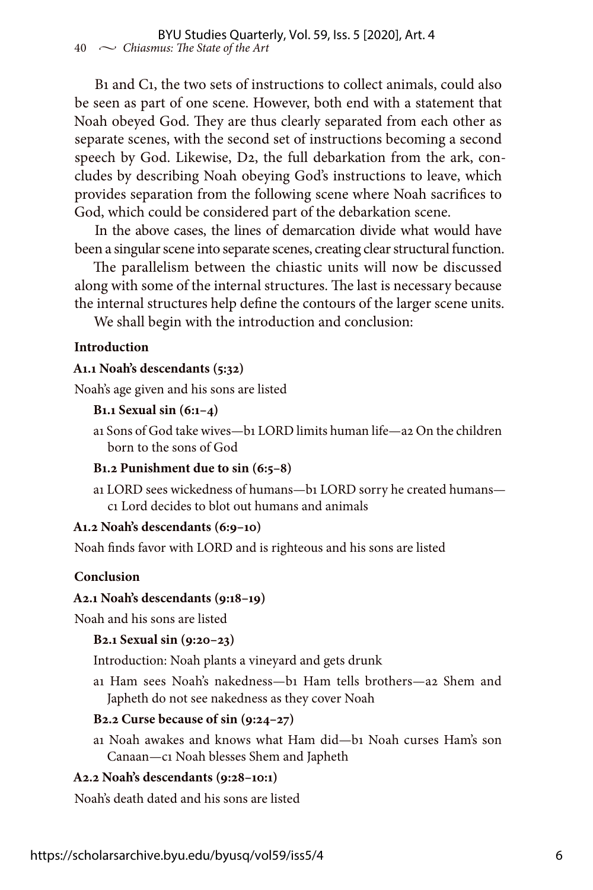B1 and C1, the two sets of instructions to collect animals, could also be seen as part of one scene. However, both end with a statement that Noah obeyed God. They are thus clearly separated from each other as separate scenes, with the second set of instructions becoming a second speech by God. Likewise, D2, the full debarkation from the ark, concludes by describing Noah obeying God's instructions to leave, which provides separation from the following scene where Noah sacrifices to God, which could be considered part of the debarkation scene.

In the above cases, the lines of demarcation divide what would have been a singular scene into separate scenes, creating clear structural function.

The parallelism between the chiastic units will now be discussed along with some of the internal structures. The last is necessary because the internal structures help define the contours of the larger scene units.

We shall begin with the introduction and conclusion:

**Introduction**

**A1.1 Noah's descendants (5:32)**

Noah's age given and his sons are listed

**B1.1 Sexual sin (6:1–4)**

a1 Sons of God take wives—b1 LORD limits human life—a2 On the children born to the sons of God

**B1.2 Punishment due to sin (6:5–8)**

a1 LORD sees wickedness of humans—b1 LORD sorry he created humans—c1 Lord decides to blot out humans and animals

**A1.2 Noah's descendants (6:9–10)**

Noah finds favor with LORD and is righteous and his sons are listed

**Conclusion**

**A2.1 Noah's descendants (9:18–19)**

Noah and his sons are listed

**B2.1 Sexual sin (9:20–23)**

Introduction: Noah plants a vineyard and gets drunk

a1 Ham sees Noah's nakedness—b1 Ham tells brothers—a2 Shem and Japheth do not see nakedness as they cover Noah

**B2.2 Curse because of sin (9:24–27)**

a1 Noah awakes and knows what Ham did—b1 Noah curses Ham's son Canaan—c1 Noah blesses Shem and Japheth

**A2.2 Noah's descendants (9:28–10:1)**

Noah's death dated and his sons are listed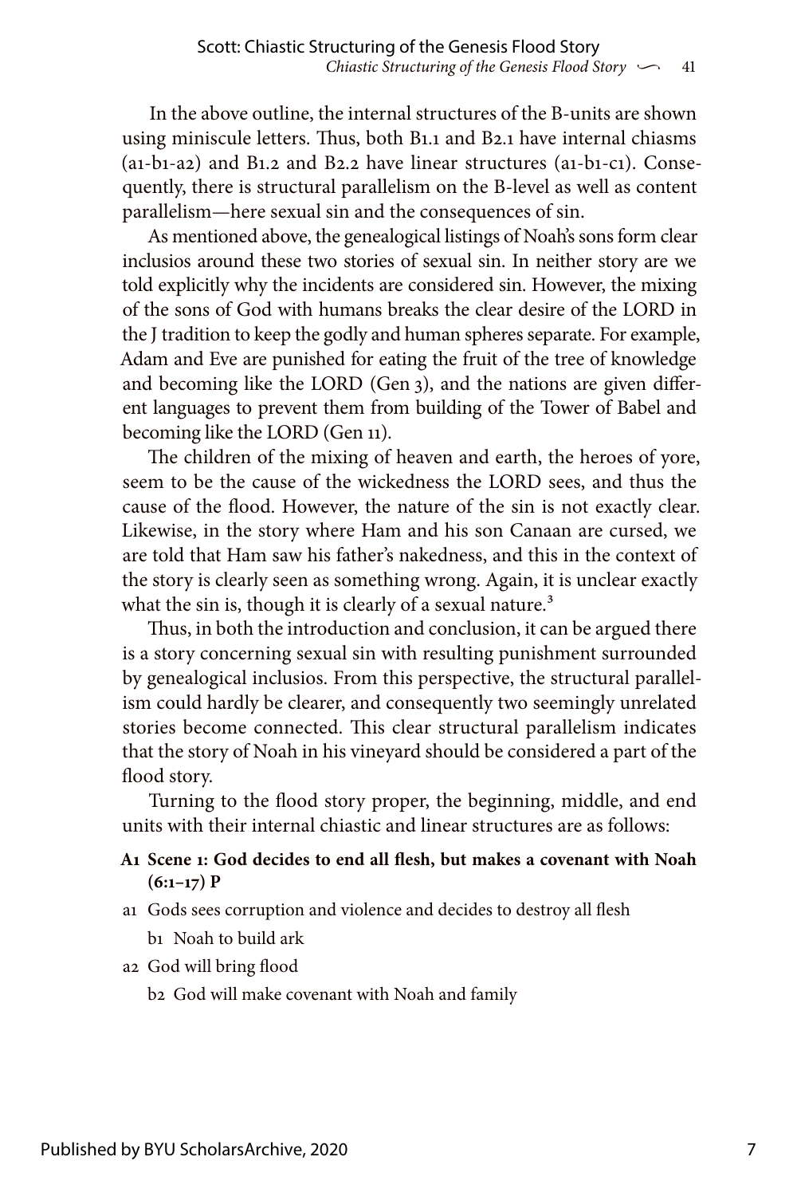In the above outline, the internal structures of the B-units are shown using miniscule letters. Thus, both B1.1 and B2.1 have internal chiasms (a1-b1-a2) and B1.2 and B2.2 have linear structures (a1-b1-c1). Consequently, there is structural parallelism on the B-level as well as content parallelism—here sexual sin and the consequences of sin.

As mentioned above, the genealogical listings of Noah's sons form clear inclusios around these two stories of sexual sin. In neither story are we told explicitly why the incidents are considered sin. However, the mixing of the sons of God with humans breaks the clear desire of the LORD in the J tradition to keep the godly and human spheres separate. For example, Adam and Eve are punished for eating the fruit of the tree of knowledge and becoming like the LORD (Gen 3), and the nations are given different languages to prevent them from building of the Tower of Babel and becoming like the LORD (Gen 11).

The children of the mixing of heaven and earth, the heroes of yore, seem to be the cause of the wickedness the LORD sees, and thus the cause of the flood. However, the nature of the sin is not exactly clear. Likewise, in the story where Ham and his son Canaan are cursed, we are told that Ham saw his father's nakedness, and this in the context of the story is clearly seen as something wrong. Again, it is unclear exactly what the sin is, though it is clearly of a sexual nature.[3]

Thus, in both the introduction and conclusion, it can be argued there is a story concerning sexual sin with resulting punishment surrounded by genealogical inclusios. From this perspective, the structural parallelism could hardly be clearer, and consequently two seemingly unrelated stories become connected. This clear structural parallelism indicates that the story of Noah in his vineyard should be considered a part of the flood story.

Turning to the flood story proper, the beginning, middle, and end units with their internal chiastic and linear structures are as follows:

**A1 Scene 1: God decides to end all flesh, but makes a covenant with Noah (6:1–17) P**

a1 Gods sees corruption and violence and decides to destroy all flesh

  b1 Noah to build ark

a2 God will bring flood

  b2 God will make covenant with Noah and family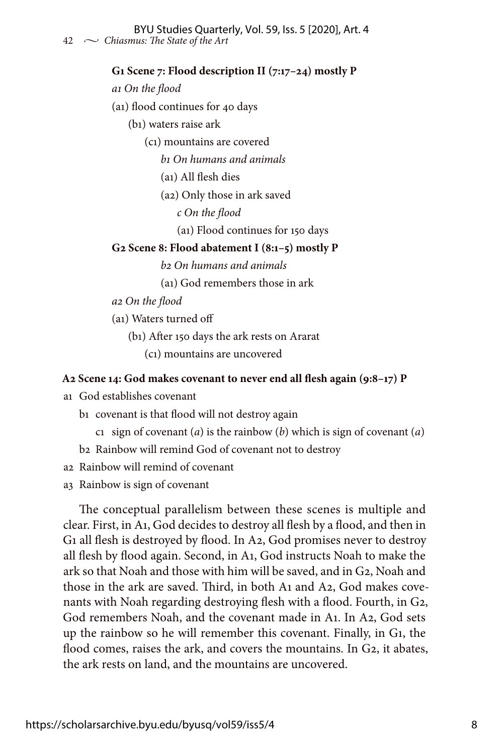**G1 Scene 7: Flood description II (7:17–24) mostly P**

*a1 On the flood*

(a1) flood continues for 40 days

  (b1) waters raise ark

    (c1) mountains are covered

      *b1 On humans and animals*

      (a1) All flesh dies

      (a2) Only those in ark saved

        *c On the flood*

        (a1) Flood continues for 150 days

**G2 Scene 8: Flood abatement I (8:1–5) mostly P**

      *b2 On humans and animals*

      (a1) God remembers those in ark

*a2 On the flood*

(a1) Waters turned off

  (b1) After 150 days the ark rests on Ararat

    (c1) mountains are uncovered

**A2 Scene 14: God makes covenant to never end all flesh again (9:8–17) P**

a1 God establishes covenant

  b1 covenant is that flood will not destroy again

    c1 sign of covenant (*a*) is the rainbow (*b*) which is sign of covenant (*a*)

  b2 Rainbow will remind God of covenant not to destroy

a2 Rainbow will remind of covenant

a3 Rainbow is sign of covenant

The conceptual parallelism between these scenes is multiple and clear. First, in A1, God decides to destroy all flesh by a flood, and then in G1 all flesh is destroyed by flood. In A2, God promises never to destroy all flesh by flood again. Second, in A1, God instructs Noah to make the ark so that Noah and those with him will be saved, and in G2, Noah and those in the ark are saved. Third, in both A1 and A2, God makes covenants with Noah regarding destroying flesh with a flood. Fourth, in G2, God remembers Noah, and the covenant made in A1. In A2, God sets up the rainbow so he will remember this covenant. Finally, in G1, the flood comes, raises the ark, and covers the mountains. In G2, it abates, the ark rests on land, and the mountains are uncovered.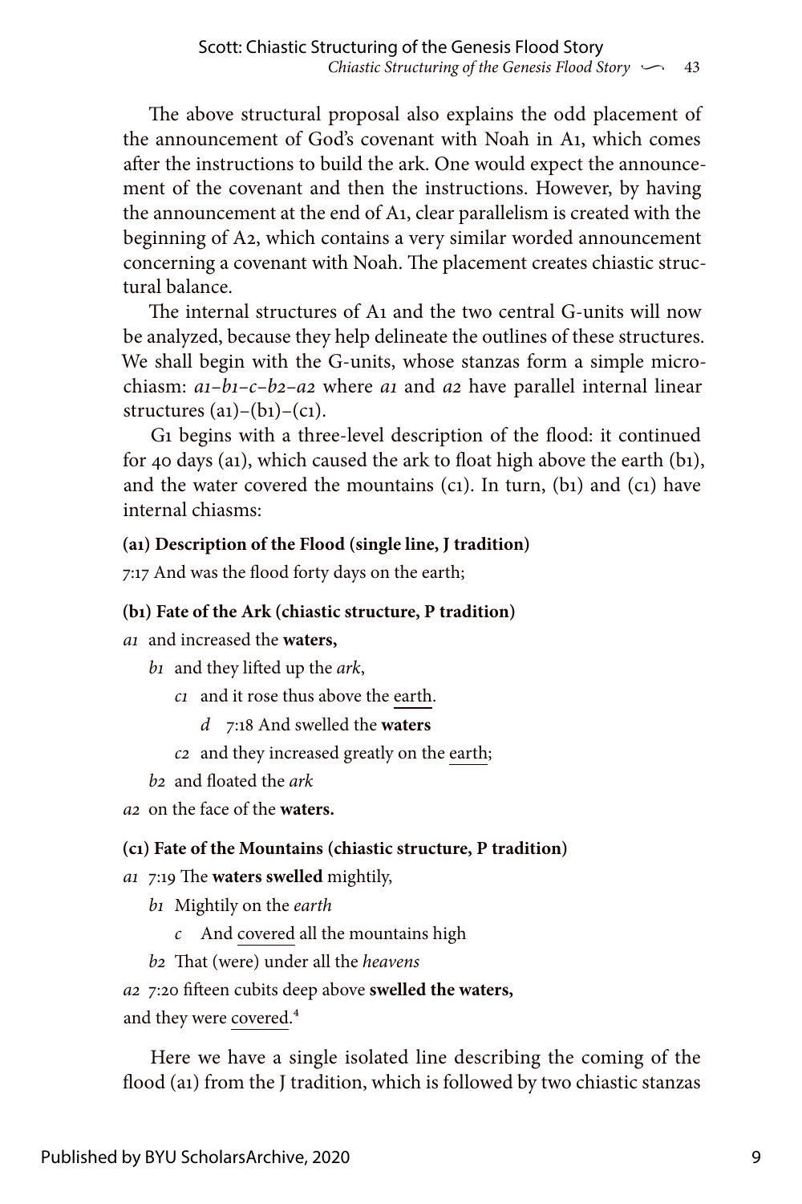The above structural proposal also explains the odd placement of the announcement of God's covenant with Noah in A1, which comes after the instructions to build the ark. One would expect the announcement of the covenant and then the instructions. However, by having the announcement at the end of A1, clear parallelism is created with the beginning of A2, which contains a very similar worded announcement concerning a covenant with Noah. The placement creates chiastic structural balance.

The internal structures of A1 and the two central G-units will now be analyzed, because they help delineate the outlines of these structures. We shall begin with the G-units, whose stanzas form a simple micro-chiasm: *a1–b1–c–b2–a2* where *a1* and *a2* have parallel internal linear structures (a1)–(b1)–(c1).

G1 begins with a three-level description of the flood: it continued for 40 days (a1), which caused the ark to float high above the earth (b1), and the water covered the mountains (c1). In turn, (b1) and (c1) have internal chiasms:

**(a1) Description of the Flood (single line, J tradition)**

7:17 And was the flood forty days on the earth;

**(b1) Fate of the Ark (chiastic structure, P tradition)**

*a1* and increased the **waters,**

*b1* and they lifted up the *ark*,

*c1* and it rose thus above the <u>earth</u>.

*d* 7:18 And swelled the **waters**

*c2* and they increased greatly on the <u>earth</u>;

*b2* and floated the *ark*

*a2* on the face of the **waters.**

**(c1) Fate of the Mountains (chiastic structure, P tradition)**

*a1* 7:19 The **waters swelled** mightily,

*b1* Mightily on the *earth*

*c* And <u>covered</u> all the mountains high

*b2* That (were) under all the *heavens*

*a2* 7:20 fifteen cubits deep above **swelled the waters,**

and they were <u>covered</u>.[4]

Here we have a single isolated line describing the coming of the flood (a1) from the J tradition, which is followed by two chiastic stanzas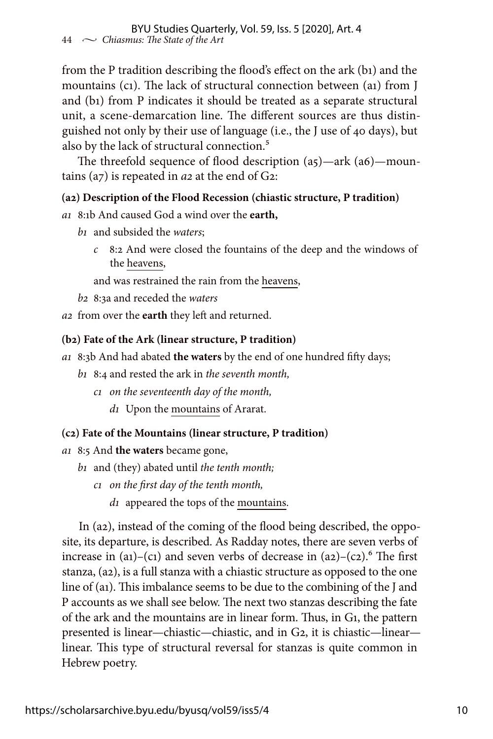from the P tradition describing the flood's effect on the ark (b1) and the mountains (c1). The lack of structural connection between (a1) from J and (b1) from P indicates it should be treated as a separate structural unit, a scene-demarcation line. The different sources are thus distinguished not only by their use of language (i.e., the J use of 40 days), but also by the lack of structural connection.[5]

The threefold sequence of flood description (a5)—ark (a6)—mountains (a7) is repeated in *a2* at the end of G2:

**(a2) Description of the Flood Recession (chiastic structure, P tradition)**

*a1* 8:1b And caused God a wind over the **earth,**

&nbsp;&nbsp;&nbsp;&nbsp;*b1* and subsided the *waters*;

&nbsp;&nbsp;&nbsp;&nbsp;&nbsp;&nbsp;&nbsp;&nbsp;*c* 8:2 And were closed the fountains of the deep and the windows of the <u>heavens</u>,

&nbsp;&nbsp;&nbsp;&nbsp;&nbsp;&nbsp;&nbsp;&nbsp;and was restrained the rain from the <u>heavens</u>,

&nbsp;&nbsp;&nbsp;&nbsp;*b2* 8:3a and receded the *waters*

*a2* from over the **earth** they left and returned.

**(b2) Fate of the Ark (linear structure, P tradition)**

*a1* 8:3b And had abated **the waters** by the end of one hundred fifty days;

&nbsp;&nbsp;&nbsp;&nbsp;*b1* 8:4 and rested the ark in *the seventh month,*

&nbsp;&nbsp;&nbsp;&nbsp;&nbsp;&nbsp;&nbsp;&nbsp;*c1 on the seventeenth day of the month,*

&nbsp;&nbsp;&nbsp;&nbsp;&nbsp;&nbsp;&nbsp;&nbsp;&nbsp;&nbsp;&nbsp;&nbsp;*d1* Upon the <u>mountains</u> of Ararat.

**(c2) Fate of the Mountains (linear structure, P tradition)**

*a1* 8:5 And **the waters** became gone,

&nbsp;&nbsp;&nbsp;&nbsp;*b1* and (they) abated until *the tenth month;*

&nbsp;&nbsp;&nbsp;&nbsp;&nbsp;&nbsp;&nbsp;&nbsp;*c1 on the first day of the tenth month,*

&nbsp;&nbsp;&nbsp;&nbsp;&nbsp;&nbsp;&nbsp;&nbsp;&nbsp;&nbsp;&nbsp;&nbsp;*d1* appeared the tops of the <u>mountains</u>.

In (a2), instead of the coming of the flood being described, the opposite, its departure, is described. As Radday notes, there are seven verbs of increase in (a1)–(c1) and seven verbs of decrease in (a2)–(c2).[6] The first stanza, (a2), is a full stanza with a chiastic structure as opposed to the one line of (a1). This imbalance seems to be due to the combining of the J and P accounts as we shall see below. The next two stanzas describing the fate of the ark and the mountains are in linear form. Thus, in G1, the pattern presented is linear—chiastic—chiastic, and in G2, it is chiastic—linear—linear. This type of structural reversal for stanzas is quite common in Hebrew poetry.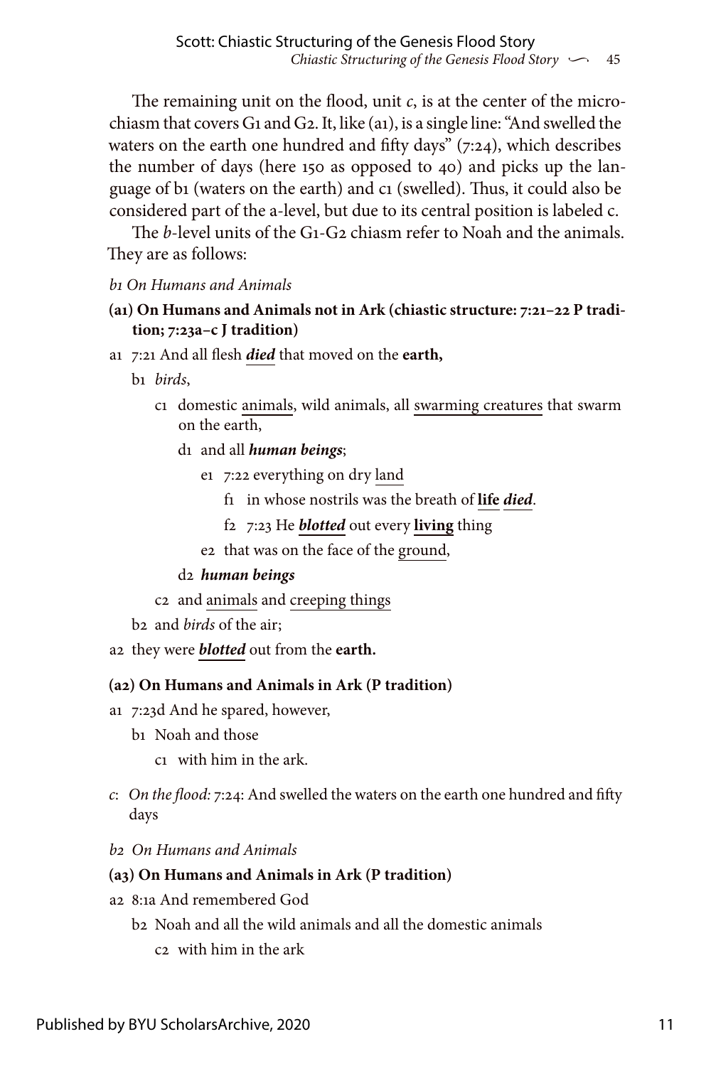The remaining unit on the flood, unit *c*, is at the center of the micro-chiasm that covers G1 and G2. It, like (a1), is a single line: "And swelled the waters on the earth one hundred and fifty days" (7:24), which describes the number of days (here 150 as opposed to 40) and picks up the language of b1 (waters on the earth) and c1 (swelled). Thus, it could also be considered part of the a-level, but due to its central position is labeled c.

The *b*-level units of the G1-G2 chiasm refer to Noah and the animals. They are as follows:

*b1 On Humans and Animals*

**(a1) On Humans and Animals not in Ark (chiastic structure: 7:21–22 P tradition; 7:23a–c J tradition)**

a1 7:21 And all flesh ***died*** that moved on the **earth,**

  b1 *birds*,

    c1 domestic animals, wild animals, all swarming creatures that swarm on the earth,

      d1 and all ***human beings***;

        e1 7:22 everything on dry land

          f1 in whose nostrils was the breath of **life** ***died***.

          f2 7:23 He ***blotted*** out every **living** thing

        e2 that was on the face of the ground,

      d2 ***human beings***

    c2 and animals and creeping things

  b2 and *birds* of the air;

a2 they were ***blotted*** out from the **earth.**

**(a2) On Humans and Animals in Ark (P tradition)**

a1 7:23d And he spared, however,

  b1 Noah and those

    c1 with him in the ark.

*c*: *On the flood:* 7:24: And swelled the waters on the earth one hundred and fifty days

*b2 On Humans and Animals*

**(a3) On Humans and Animals in Ark (P tradition)**

a2 8:1a And remembered God

  b2 Noah and all the wild animals and all the domestic animals

    c2 with him in the ark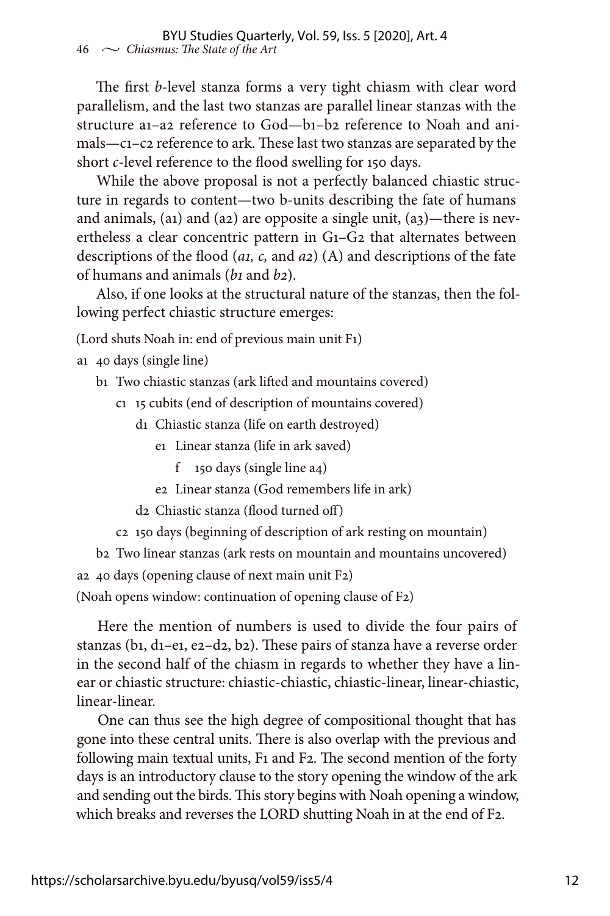The first *b*-level stanza forms a very tight chiasm with clear word parallelism, and the last two stanzas are parallel linear stanzas with the structure a1–a2 reference to God—b1–b2 reference to Noah and animals—c1–c2 reference to ark. These last two stanzas are separated by the short *c*-level reference to the flood swelling for 150 days.

While the above proposal is not a perfectly balanced chiastic structure in regards to content—two b-units describing the fate of humans and animals, (a1) and (a2) are opposite a single unit, (a3)—there is nevertheless a clear concentric pattern in G1–G2 that alternates between descriptions of the flood (*a1, c,* and *a2*) (A) and descriptions of the fate of humans and animals (*b1* and *b2*).

Also, if one looks at the structural nature of the stanzas, then the following perfect chiastic structure emerges:

(Lord shuts Noah in: end of previous main unit F1)

a1 40 days (single line)

- b1 Two chiastic stanzas (ark lifted and mountains covered)
  - c1 15 cubits (end of description of mountains covered)
    - d1 Chiastic stanza (life on earth destroyed)
      - e1 Linear stanza (life in ark saved)
        - f 150 days (single line a4)
      - e2 Linear stanza (God remembers life in ark)
    - d2 Chiastic stanza (flood turned off)
  - c2 150 days (beginning of description of ark resting on mountain)
- b2 Two linear stanzas (ark rests on mountain and mountains uncovered)

a2 40 days (opening clause of next main unit F2)

(Noah opens window: continuation of opening clause of F2)

Here the mention of numbers is used to divide the four pairs of stanzas (b1, d1–e1, e2–d2, b2). These pairs of stanza have a reverse order in the second half of the chiasm in regards to whether they have a linear or chiastic structure: chiastic-chiastic, chiastic-linear, linear-chiastic, linear-linear.

One can thus see the high degree of compositional thought that has gone into these central units. There is also overlap with the previous and following main textual units, F1 and F2. The second mention of the forty days is an introductory clause to the story opening the window of the ark and sending out the birds. This story begins with Noah opening a window, which breaks and reverses the LORD shutting Noah in at the end of F2.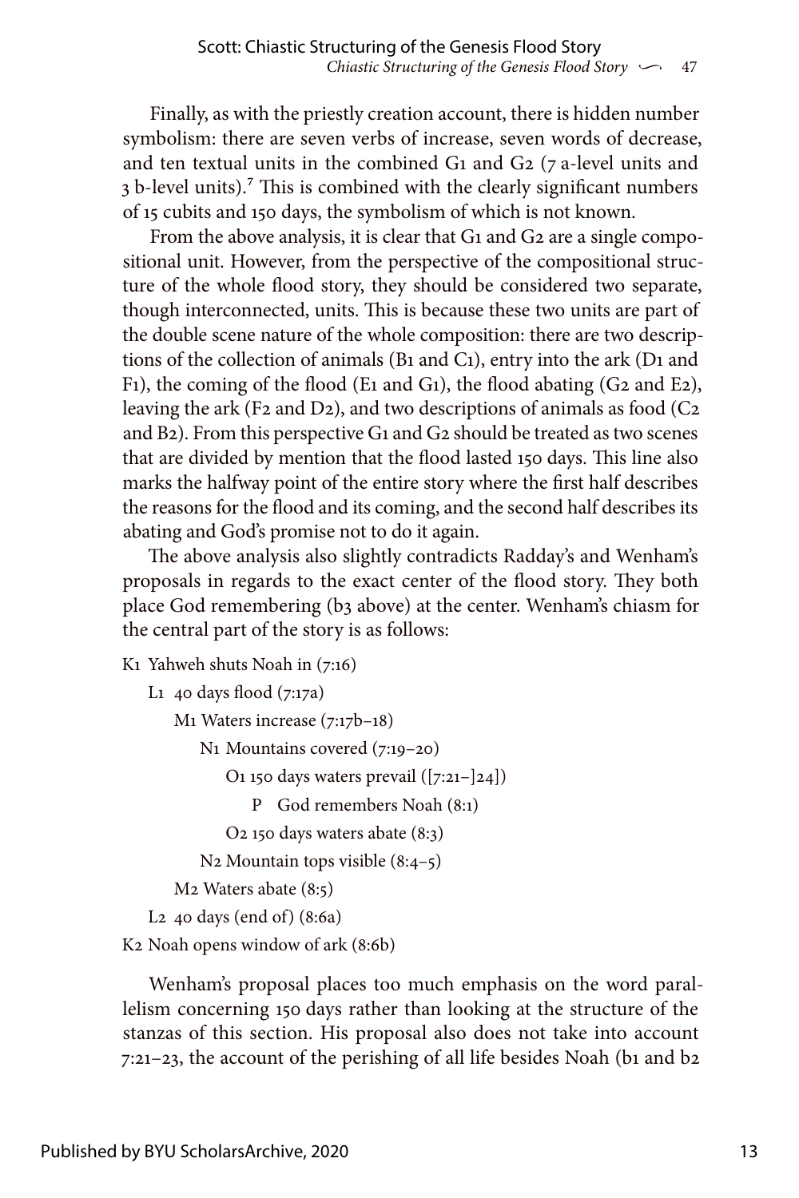Finally, as with the priestly creation account, there is hidden number symbolism: there are seven verbs of increase, seven words of decrease, and ten textual units in the combined G1 and G2 (7 a-level units and 3 b-level units).[7] This is combined with the clearly significant numbers of 15 cubits and 150 days, the symbolism of which is not known.

From the above analysis, it is clear that G1 and G2 are a single compositional unit. However, from the perspective of the compositional structure of the whole flood story, they should be considered two separate, though interconnected, units. This is because these two units are part of the double scene nature of the whole composition: there are two descriptions of the collection of animals (B1 and C1), entry into the ark (D1 and F1), the coming of the flood (E1 and G1), the flood abating (G2 and E2), leaving the ark (F2 and D2), and two descriptions of animals as food (C2 and B2). From this perspective G1 and G2 should be treated as two scenes that are divided by mention that the flood lasted 150 days. This line also marks the halfway point of the entire story where the first half describes the reasons for the flood and its coming, and the second half describes its abating and God's promise not to do it again.

The above analysis also slightly contradicts Radday's and Wenham's proposals in regards to the exact center of the flood story. They both place God remembering (b3 above) at the center. Wenham's chiasm for the central part of the story is as follows:

K1 Yahweh shuts Noah in (7:16)
  L1 40 days flood (7:17a)
    M1 Waters increase (7:17b–18)
      N1 Mountains covered (7:19–20)
        O1 150 days waters prevail ([7:21–]24])
          P God remembers Noah (8:1)
        O2 150 days waters abate (8:3)
      N2 Mountain tops visible (8:4–5)
    M2 Waters abate (8:5)
  L2 40 days (end of) (8:6a)
K2 Noah opens window of ark (8:6b)

Wenham's proposal places too much emphasis on the word parallelism concerning 150 days rather than looking at the structure of the stanzas of this section. His proposal also does not take into account 7:21–23, the account of the perishing of all life besides Noah (b1 and b2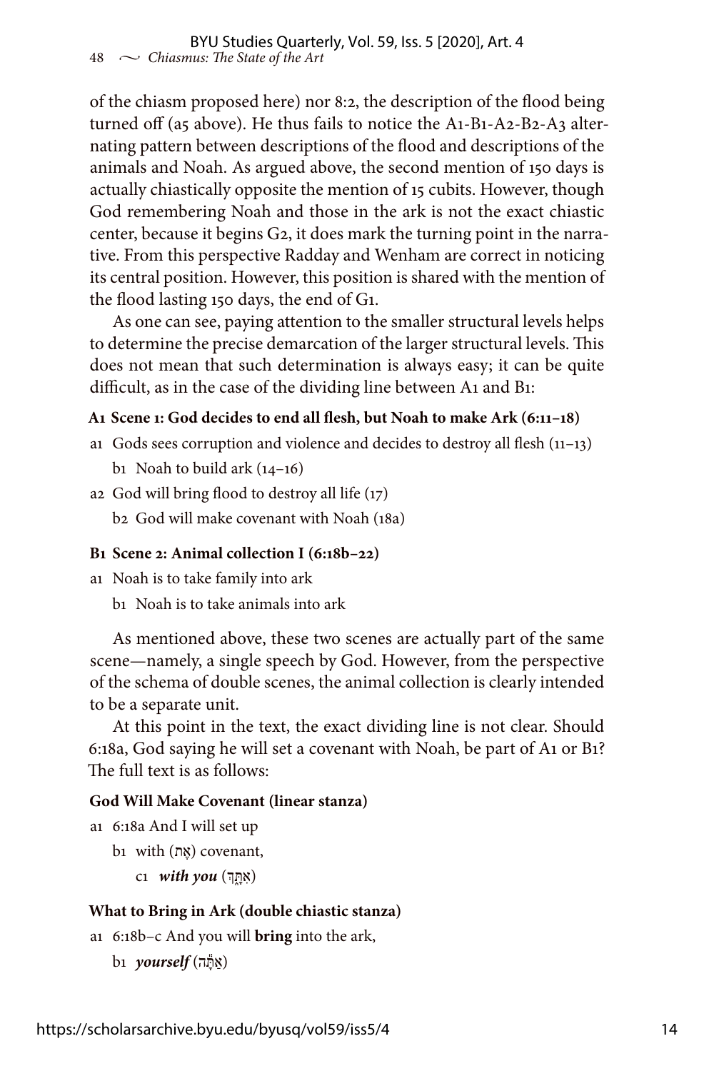of the chiasm proposed here) nor 8:2, the description of the flood being turned off (a5 above). He thus fails to notice the A1-B1-A2-B2-A3 alternating pattern between descriptions of the flood and descriptions of the animals and Noah. As argued above, the second mention of 150 days is actually chiastically opposite the mention of 15 cubits. However, though God remembering Noah and those in the ark is not the exact chiastic center, because it begins G2, it does mark the turning point in the narrative. From this perspective Radday and Wenham are correct in noticing its central position. However, this position is shared with the mention of the flood lasting 150 days, the end of G1.

As one can see, paying attention to the smaller structural levels helps to determine the precise demarcation of the larger structural levels. This does not mean that such determination is always easy; it can be quite difficult, as in the case of the dividing line between A1 and B1:

**A1 Scene 1: God decides to end all flesh, but Noah to make Ark (6:11–18)**

a1 Gods sees corruption and violence and decides to destroy all flesh (11–13)
  b1 Noah to build ark (14–16)
a2 God will bring flood to destroy all life (17)
  b2 God will make covenant with Noah (18a)

**B1 Scene 2: Animal collection I (6:18b–22)**

a1 Noah is to take family into ark
  b1 Noah is to take animals into ark

As mentioned above, these two scenes are actually part of the same scene—namely, a single speech by God. However, from the perspective of the schema of double scenes, the animal collection is clearly intended to be a separate unit.

At this point in the text, the exact dividing line is not clear. Should 6:18a, God saying he will set a covenant with Noah, be part of A1 or B1? The full text is as follows:

**God Will Make Covenant (linear stanza)**

a1 6:18a And I will set up
  b1 with (אֶת) covenant,
    c1 ***with you*** (אִתָּךְ)

**What to Bring in Ark (double chiastic stanza)**

a1 6:18b–c And you will **bring** into the ark,
  b1 ***yourself*** (אַתָּה)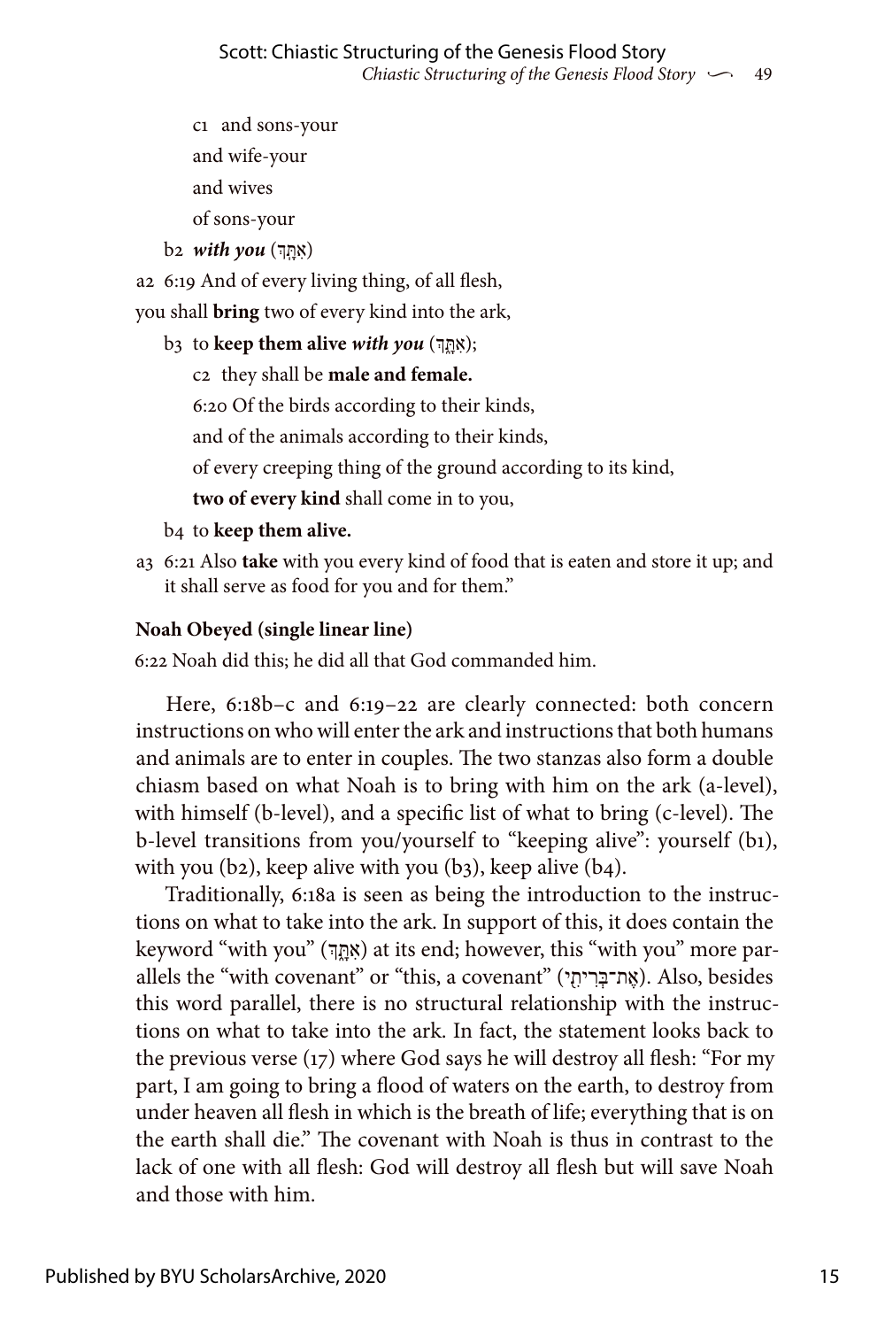c1 and sons-your

and wife-your

and wives

of sons-your

b2 ***with you*** (אִתָּךְ)

a2 6:19 And of every living thing, of all flesh,

you shall **bring** two of every kind into the ark,

b3 to **keep them alive** ***with you*** (אִתָּךְ);

c2 they shall be **male and female.**

6:20 Of the birds according to their kinds,

and of the animals according to their kinds,

of every creeping thing of the ground according to its kind,

**two of every kind** shall come in to you,

b4 to **keep them alive.**

a3 6:21 Also **take** with you every kind of food that is eaten and store it up; and it shall serve as food for you and for them."

**Noah Obeyed (single linear line)**

6:22 Noah did this; he did all that God commanded him.

Here, 6:18b–c and 6:19–22 are clearly connected: both concern instructions on who will enter the ark and instructions that both humans and animals are to enter in couples. The two stanzas also form a double chiasm based on what Noah is to bring with him on the ark (a-level), with himself (b-level), and a specific list of what to bring (c-level). The b-level transitions from you/yourself to "keeping alive": yourself (b1), with you (b2), keep alive with you (b3), keep alive (b4).

Traditionally, 6:18a is seen as being the introduction to the instructions on what to take into the ark. In support of this, it does contain the keyword "with you" (אִתָּךְ) at its end; however, this "with you" more parallels the "with covenant" or "this, a covenant" (אֶת־בְּרִיתִי). Also, besides this word parallel, there is no structural relationship with the instructions on what to take into the ark. In fact, the statement looks back to the previous verse (17) where God says he will destroy all flesh: "For my part, I am going to bring a flood of waters on the earth, to destroy from under heaven all flesh in which is the breath of life; everything that is on the earth shall die." The covenant with Noah is thus in contrast to the lack of one with all flesh: God will destroy all flesh but will save Noah and those with him.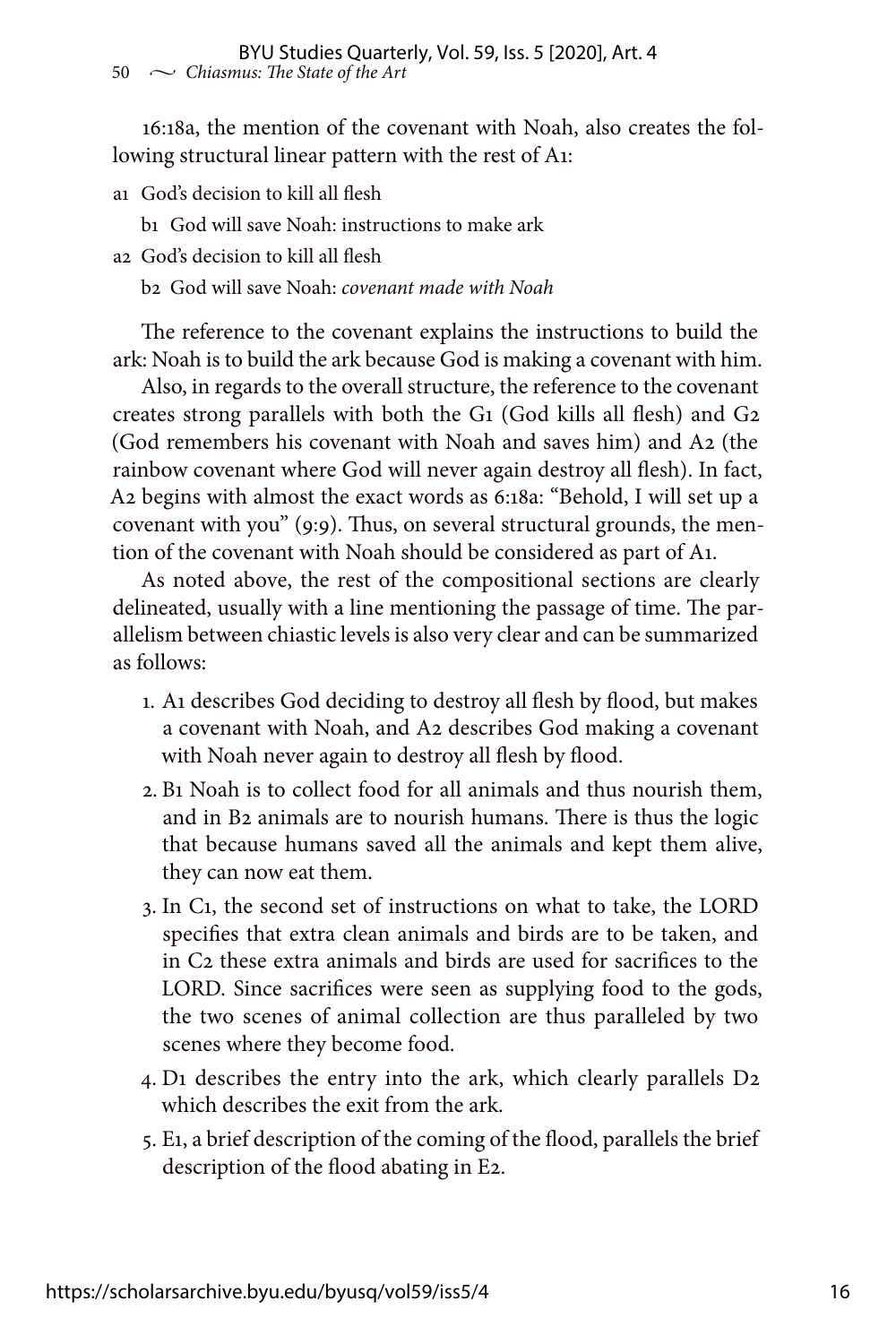16:18a, the mention of the covenant with Noah, also creates the following structural linear pattern with the rest of A1:

a1 God's decision to kill all flesh

&nbsp;&nbsp;&nbsp;&nbsp;b1 God will save Noah: instructions to make ark

a2 God's decision to kill all flesh

&nbsp;&nbsp;&nbsp;&nbsp;b2 God will save Noah: *covenant made with Noah*

The reference to the covenant explains the instructions to build the ark: Noah is to build the ark because God is making a covenant with him.

Also, in regards to the overall structure, the reference to the covenant creates strong parallels with both the G1 (God kills all flesh) and G2 (God remembers his covenant with Noah and saves him) and A2 (the rainbow covenant where God will never again destroy all flesh). In fact, A2 begins with almost the exact words as 6:18a: "Behold, I will set up a covenant with you" (9:9). Thus, on several structural grounds, the mention of the covenant with Noah should be considered as part of A1.

As noted above, the rest of the compositional sections are clearly delineated, usually with a line mentioning the passage of time. The parallelism between chiastic levels is also very clear and can be summarized as follows:

1. A1 describes God deciding to destroy all flesh by flood, but makes a covenant with Noah, and A2 describes God making a covenant with Noah never again to destroy all flesh by flood.
2. B1 Noah is to collect food for all animals and thus nourish them, and in B2 animals are to nourish humans. There is thus the logic that because humans saved all the animals and kept them alive, they can now eat them.
3. In C1, the second set of instructions on what to take, the LORD specifies that extra clean animals and birds are to be taken, and in C2 these extra animals and birds are used for sacrifices to the LORD. Since sacrifices were seen as supplying food to the gods, the two scenes of animal collection are thus paralleled by two scenes where they become food.
4. D1 describes the entry into the ark, which clearly parallels D2 which describes the exit from the ark.
5. E1, a brief description of the coming of the flood, parallels the brief description of the flood abating in E2.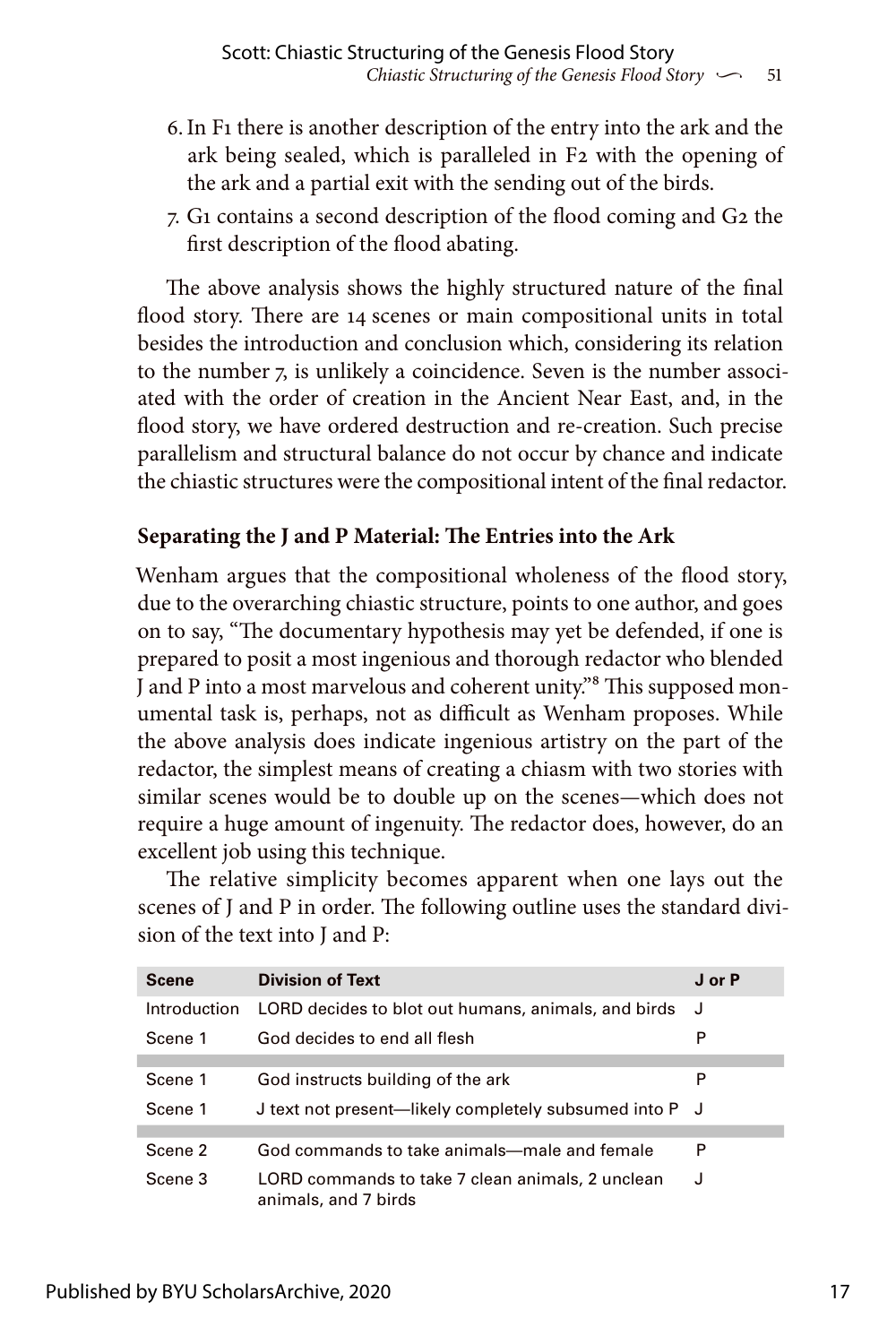6. In F1 there is another description of the entry into the ark and the ark being sealed, which is paralleled in F2 with the opening of the ark and a partial exit with the sending out of the birds.
7. G1 contains a second description of the flood coming and G2 the first description of the flood abating.

The above analysis shows the highly structured nature of the final flood story. There are 14 scenes or main compositional units in total besides the introduction and conclusion which, considering its relation to the number 7, is unlikely a coincidence. Seven is the number associated with the order of creation in the Ancient Near East, and, in the flood story, we have ordered destruction and re-creation. Such precise parallelism and structural balance do not occur by chance and indicate the chiastic structures were the compositional intent of the final redactor.

### Separating the J and P Material: The Entries into the Ark

Wenham argues that the compositional wholeness of the flood story, due to the overarching chiastic structure, points to one author, and goes on to say, "The documentary hypothesis may yet be defended, if one is prepared to posit a most ingenious and thorough redactor who blended J and P into a most marvelous and coherent unity."[8] This supposed monumental task is, perhaps, not as difficult as Wenham proposes. While the above analysis does indicate ingenious artistry on the part of the redactor, the simplest means of creating a chiasm with two stories with similar scenes would be to double up on the scenes—which does not require a huge amount of ingenuity. The redactor does, however, do an excellent job using this technique.

The relative simplicity becomes apparent when one lays out the scenes of J and P in order. The following outline uses the standard division of the text into J and P:

| Scene | Division of Text | J or P |
|---|---|---|
| Introduction | LORD decides to blot out humans, animals, and birds | J |
| Scene 1 | God decides to end all flesh | P |
| Scene 1 | God instructs building of the ark | P |
| Scene 1 | J text not present—likely completely subsumed into P | J |
| Scene 2 | God commands to take animals—male and female | P |
| Scene 3 | LORD commands to take 7 clean animals, 2 unclean animals, and 7 birds | J |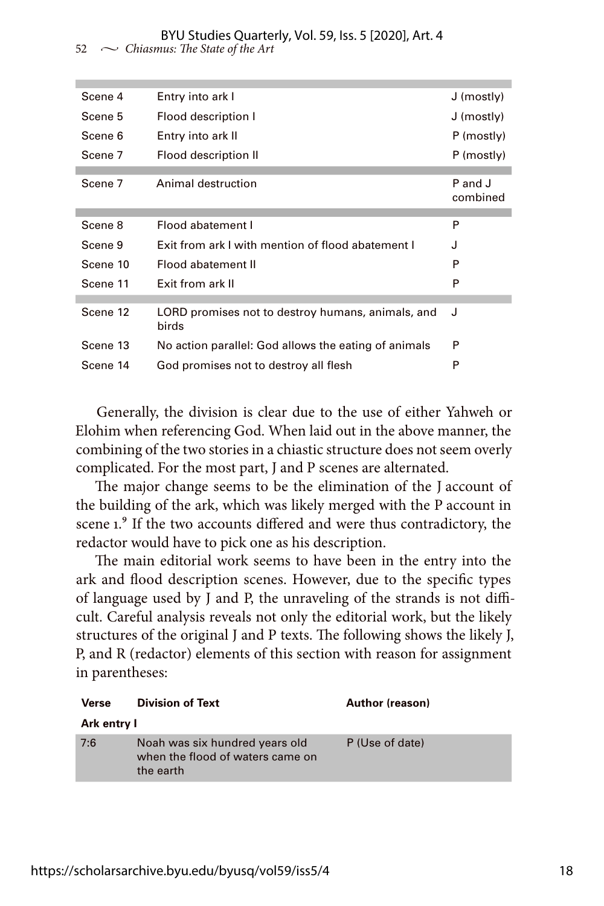| | | |
|---|---|---|
| Scene 4 | Entry into ark I | J (mostly) |
| Scene 5 | Flood description I | J (mostly) |
| Scene 6 | Entry into ark II | P (mostly) |
| Scene 7 | Flood description II | P (mostly) |
| Scene 7 | Animal destruction | P and J combined |
| Scene 8 | Flood abatement I | P |
| Scene 9 | Exit from ark I with mention of flood abatement I | J |
| Scene 10 | Flood abatement II | P |
| Scene 11 | Exit from ark II | P |
| Scene 12 | LORD promises not to destroy humans, animals, and birds | J |
| Scene 13 | No action parallel: God allows the eating of animals | P |
| Scene 14 | God promises not to destroy all flesh | P |

Generally, the division is clear due to the use of either Yahweh or Elohim when referencing God. When laid out in the above manner, the combining of the two stories in a chiastic structure does not seem overly complicated. For the most part, J and P scenes are alternated.

The major change seems to be the elimination of the J account of the building of the ark, which was likely merged with the P account in scene 1.[9] If the two accounts differed and were thus contradictory, the redactor would have to pick one as his description.

The main editorial work seems to have been in the entry into the ark and flood description scenes. However, due to the specific types of language used by J and P, the unraveling of the strands is not difficult. Careful analysis reveals not only the editorial work, but the likely structures of the original J and P texts. The following shows the likely J, P, and R (redactor) elements of this section with reason for assignment in parentheses:

| **Verse** | **Division of Text** | **Author (reason)** |
|---|---|---|
| **Ark entry I** | | |
| 7:6 | Noah was six hundred years old when the flood of waters came on the earth | P (Use of date) |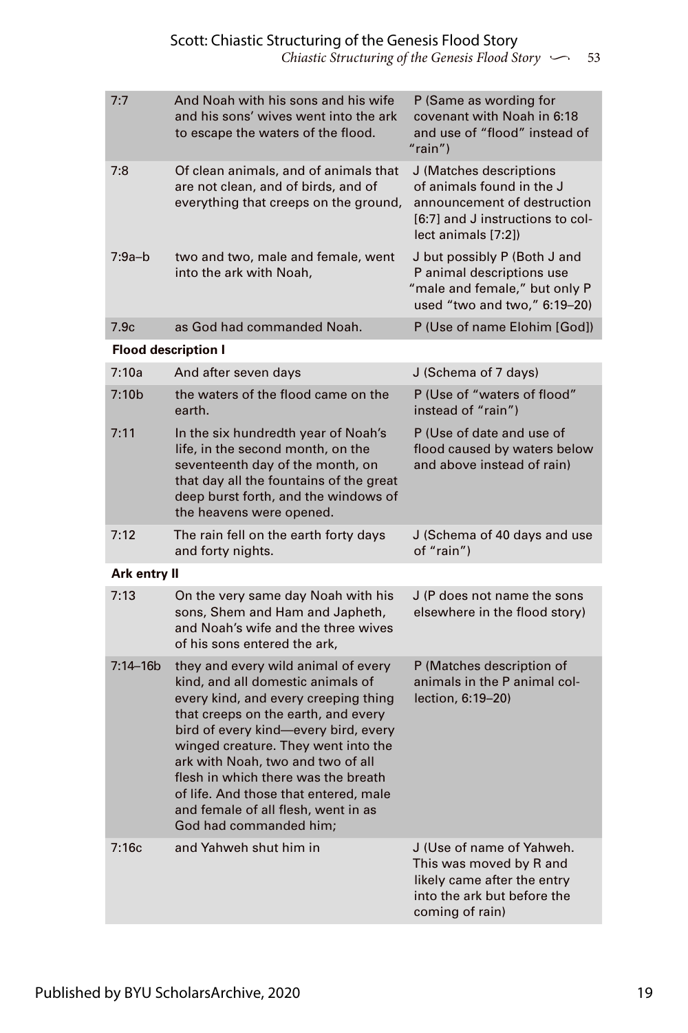| | | |
|---|---|---|
| 7:7 | And Noah with his sons and his wife and his sons' wives went into the ark to escape the waters of the flood. | P (Same as wording for covenant with Noah in 6:18 and use of "flood" instead of "rain") |
| 7:8 | Of clean animals, and of animals that are not clean, and of birds, and of everything that creeps on the ground, | J (Matches descriptions of animals found in the J announcement of destruction [6:7] and J instructions to collect animals [7:2]) |
| 7:9a–b | two and two, male and female, went into the ark with Noah, | J but possibly P (Both J and P animal descriptions use "male and female," but only P used "two and two," 6:19–20) |
| 7.9c | as God had commanded Noah. | P (Use of name Elohim [God]) |
| **Flood description I** | | |
| 7:10a | And after seven days | J (Schema of 7 days) |
| 7:10b | the waters of the flood came on the earth. | P (Use of "waters of flood" instead of "rain") |
| 7:11 | In the six hundredth year of Noah's life, in the second month, on the seventeenth day of the month, on that day all the fountains of the great deep burst forth, and the windows of the heavens were opened. | P (Use of date and use of flood caused by waters below and above instead of rain) |
| 7:12 | The rain fell on the earth forty days and forty nights. | J (Schema of 40 days and use of "rain") |
| **Ark entry II** | | |
| 7:13 | On the very same day Noah with his sons, Shem and Ham and Japheth, and Noah's wife and the three wives of his sons entered the ark, | J (P does not name the sons elsewhere in the flood story) |
| 7:14–16b | they and every wild animal of every kind, and all domestic animals of every kind, and every creeping thing that creeps on the earth, and every bird of every kind—every bird, every winged creature. They went into the ark with Noah, two and two of all flesh in which there was the breath of life. And those that entered, male and female of all flesh, went in as God had commanded him; | P (Matches description of animals in the P animal collection, 6:19–20) |
| 7:16c | and Yahweh shut him in | J (Use of name of Yahweh. This was moved by R and likely came after the entry into the ark but before the coming of rain) |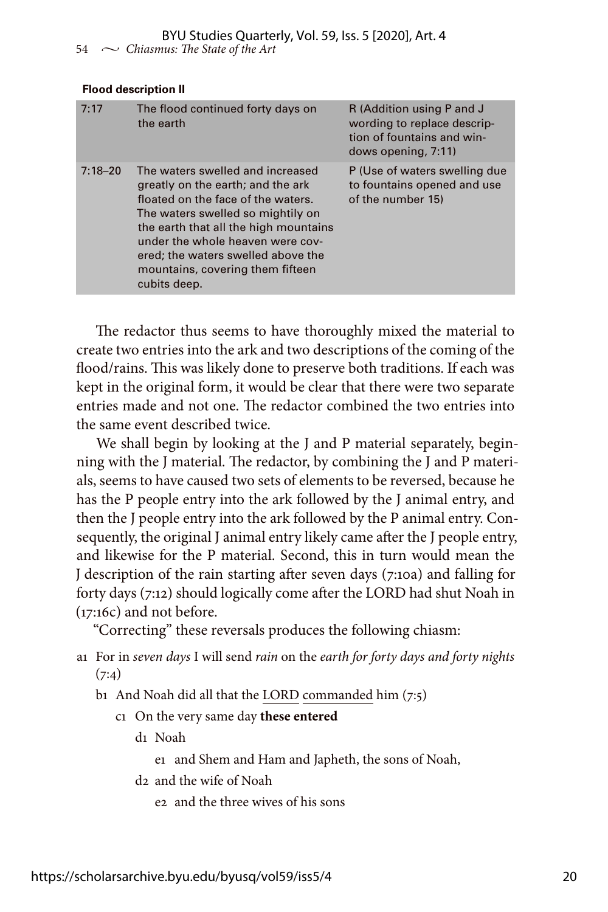**Flood description II**

| | | |
|---|---|---|
| 7:17 | The flood continued forty days on the earth | R (Addition using P and J wording to replace description of fountains and windows opening, 7:11) |
| 7:18–20 | The waters swelled and increased greatly on the earth; and the ark floated on the face of the waters. The waters swelled so mightily on the earth that all the high mountains under the whole heaven were covered; the waters swelled above the mountains, covering them fifteen cubits deep. | P (Use of waters swelling due to fountains opened and use of the number 15) |

The redactor thus seems to have thoroughly mixed the material to create two entries into the ark and two descriptions of the coming of the flood/rains. This was likely done to preserve both traditions. If each was kept in the original form, it would be clear that there were two separate entries made and not one. The redactor combined the two entries into the same event described twice.

We shall begin by looking at the J and P material separately, beginning with the J material. The redactor, by combining the J and P materials, seems to have caused two sets of elements to be reversed, because he has the P people entry into the ark followed by the J animal entry, and then the J people entry into the ark followed by the P animal entry. Consequently, the original J animal entry likely came after the J people entry, and likewise for the P material. Second, this in turn would mean the J description of the rain starting after seven days (7:10a) and falling for forty days (7:12) should logically come after the LORD had shut Noah in (17:16c) and not before.

"Correcting" these reversals produces the following chiasm:

- a1 For in *seven days* I will send *rain* on the *earth for forty days and forty nights* (7:4)
  - b1 And Noah did all that the <u>LORD</u> <u>commanded</u> him (7:5)
    - c1 On the very same day **these entered**
      - d1 Noah
        - e1 and Shem and Ham and Japheth, the sons of Noah,
      - d2 and the wife of Noah
        - e2 and the three wives of his sons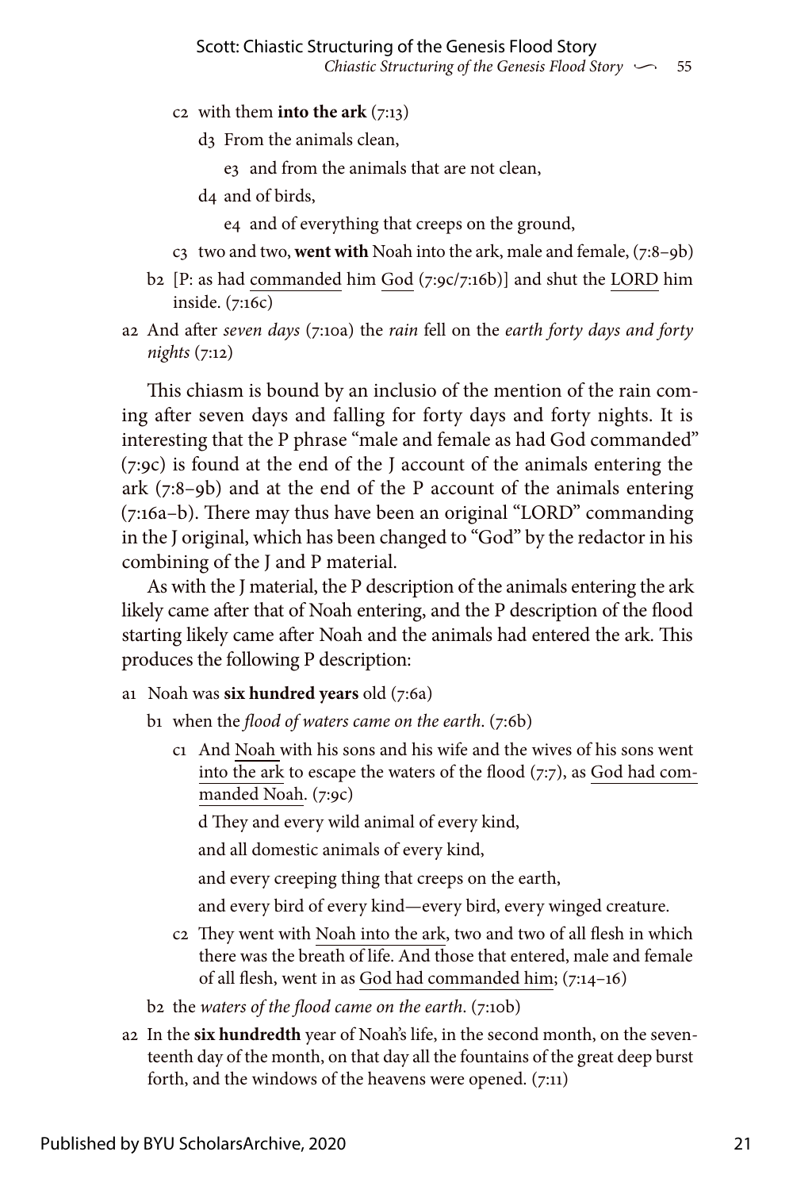c2 with them **into the ark** (7:13)

d3 From the animals clean,

e3 and from the animals that are not clean,

d4 and of birds,

e4 and of everything that creeps on the ground,

c3 two and two, **went with** Noah into the ark, male and female, (7:8–9b)

b2 [P: as had <u>commanded</u> him <u>God</u> (7:9c/7:16b)] and shut the <u>LORD</u> him inside. (7:16c)

a2 And after *seven days* (7:10a) the *rain* fell on the *earth forty days and forty nights* (7:12)

This chiasm is bound by an inclusio of the mention of the rain coming after seven days and falling for forty days and forty nights. It is interesting that the P phrase "male and female as had God commanded" (7:9c) is found at the end of the J account of the animals entering the ark (7:8–9b) and at the end of the P account of the animals entering (7:16a–b). There may thus have been an original "LORD" commanding in the J original, which has been changed to "God" by the redactor in his combining of the J and P material.

As with the J material, the P description of the animals entering the ark likely came after that of Noah entering, and the P description of the flood starting likely came after Noah and the animals had entered the ark. This produces the following P description:

a1 Noah was **six hundred years** old (7:6a)

b1 when the *flood of waters came on the earth*. (7:6b)

c1 And <u>Noah</u> with his sons and his wife and the wives of his sons went <u>into the ark</u> to escape the waters of the flood (7:7), as <u>God had commanded Noah</u>. (7:9c)

d They and every wild animal of every kind,

and all domestic animals of every kind,

and every creeping thing that creeps on the earth,

and every bird of every kind—every bird, every winged creature.

c2 They went with <u>Noah into the ark</u>, two and two of all flesh in which there was the breath of life. And those that entered, male and female of all flesh, went in as <u>God had commanded him</u>; (7:14–16)

b2 the *waters of the flood came on the earth*. (7:10b)

a2 In the **six hundredth** year of Noah's life, in the second month, on the seventeenth day of the month, on that day all the fountains of the great deep burst forth, and the windows of the heavens were opened. (7:11)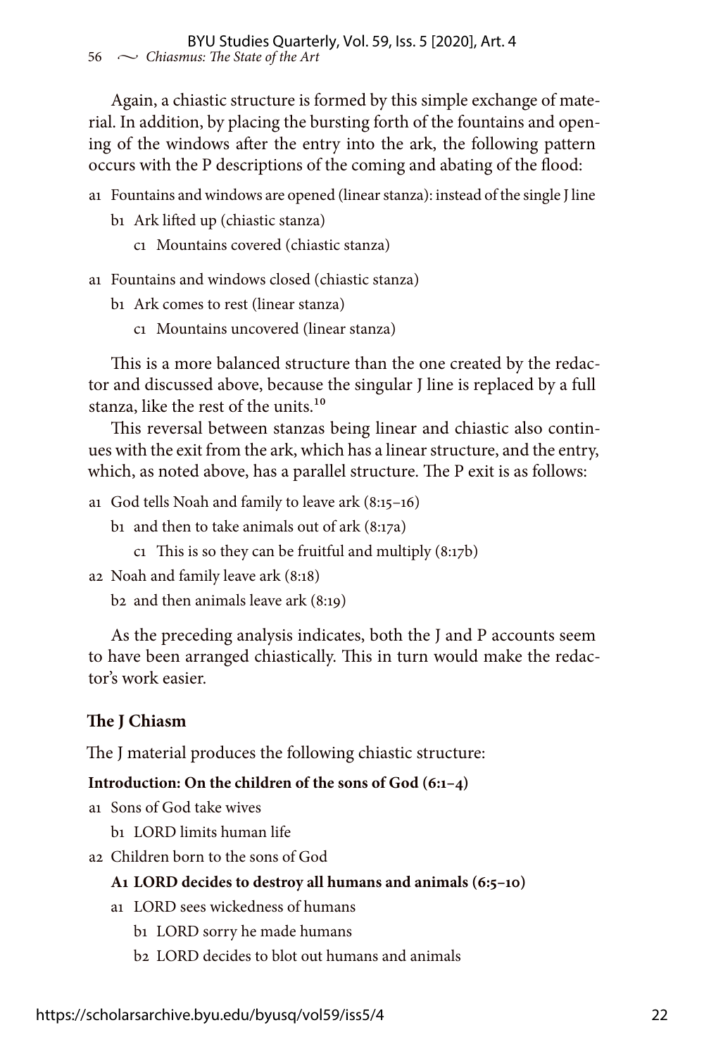Again, a chiastic structure is formed by this simple exchange of material. In addition, by placing the bursting forth of the fountains and opening of the windows after the entry into the ark, the following pattern occurs with the P descriptions of the coming and abating of the flood:

- a1 Fountains and windows are opened (linear stanza): instead of the single J line
  - b1 Ark lifted up (chiastic stanza)
    - c1 Mountains covered (chiastic stanza)
- a1 Fountains and windows closed (chiastic stanza)
  - b1 Ark comes to rest (linear stanza)
    - c1 Mountains uncovered (linear stanza)

This is a more balanced structure than the one created by the redactor and discussed above, because the singular J line is replaced by a full stanza, like the rest of the units.[10]

This reversal between stanzas being linear and chiastic also continues with the exit from the ark, which has a linear structure, and the entry, which, as noted above, has a parallel structure. The P exit is as follows:

- a1 God tells Noah and family to leave ark (8:15–16)
  - b1 and then to take animals out of ark (8:17a)
    - c1 This is so they can be fruitful and multiply (8:17b)
- a2 Noah and family leave ark (8:18)
  - b2 and then animals leave ark (8:19)

As the preceding analysis indicates, both the J and P accounts seem to have been arranged chiastically. This in turn would make the redactor's work easier.

### The J Chiasm

The J material produces the following chiastic structure:

**Introduction: On the children of the sons of God (6:1–4)**

- a1 Sons of God take wives
  - b1 LORD limits human life
- a2 Children born to the sons of God

  **A1 LORD decides to destroy all humans and animals (6:5–10)**

  - a1 LORD sees wickedness of humans
    - b1 LORD sorry he made humans
    - b2 LORD decides to blot out humans and animals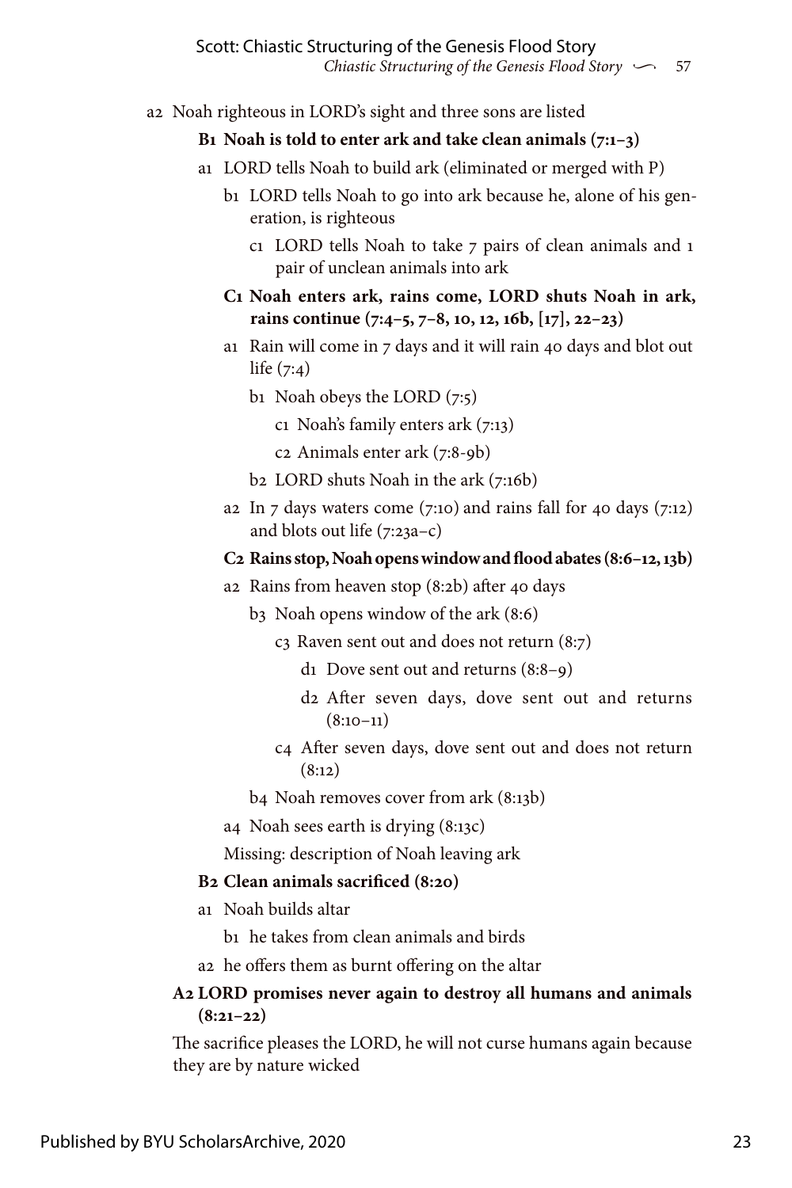- a2 Noah righteous in LORD's sight and three sons are listed
  - **B1 Noah is told to enter ark and take clean animals (7:1–3)**
    - a1 LORD tells Noah to build ark (eliminated or merged with P)
      - b1 LORD tells Noah to go into ark because he, alone of his generation, is righteous
        - c1 LORD tells Noah to take 7 pairs of clean animals and 1 pair of unclean animals into ark
    - **C1 Noah enters ark, rains come, LORD shuts Noah in ark, rains continue (7:4–5, 7–8, 10, 12, 16b, [17], 22–23)**
      - a1 Rain will come in 7 days and it will rain 40 days and blot out life (7:4)
        - b1 Noah obeys the LORD (7:5)
          - c1 Noah's family enters ark (7:13)
          - c2 Animals enter ark (7:8-9b)
        - b2 LORD shuts Noah in the ark (7:16b)
      - a2 In 7 days waters come (7:10) and rains fall for 40 days (7:12) and blots out life (7:23a–c)
    - **C2 Rains stop, Noah opens window and flood abates (8:6–12, 13b)**
      - a2 Rains from heaven stop (8:2b) after 40 days
        - b3 Noah opens window of the ark (8:6)
          - c3 Raven sent out and does not return (8:7)
            - d1 Dove sent out and returns (8:8–9)
            - d2 After seven days, dove sent out and returns (8:10–11)
          - c4 After seven days, dove sent out and does not return (8:12)
        - b4 Noah removes cover from ark (8:13b)
      - a4 Noah sees earth is drying (8:13c)

        Missing: description of Noah leaving ark
  - **B2 Clean animals sacrificed (8:20)**
    - a1 Noah builds altar
      - b1 he takes from clean animals and birds
    - a2 he offers them as burnt offering on the altar
- **A2 LORD promises never again to destroy all humans and animals (8:21–22)**

  The sacrifice pleases the LORD, he will not curse humans again because they are by nature wicked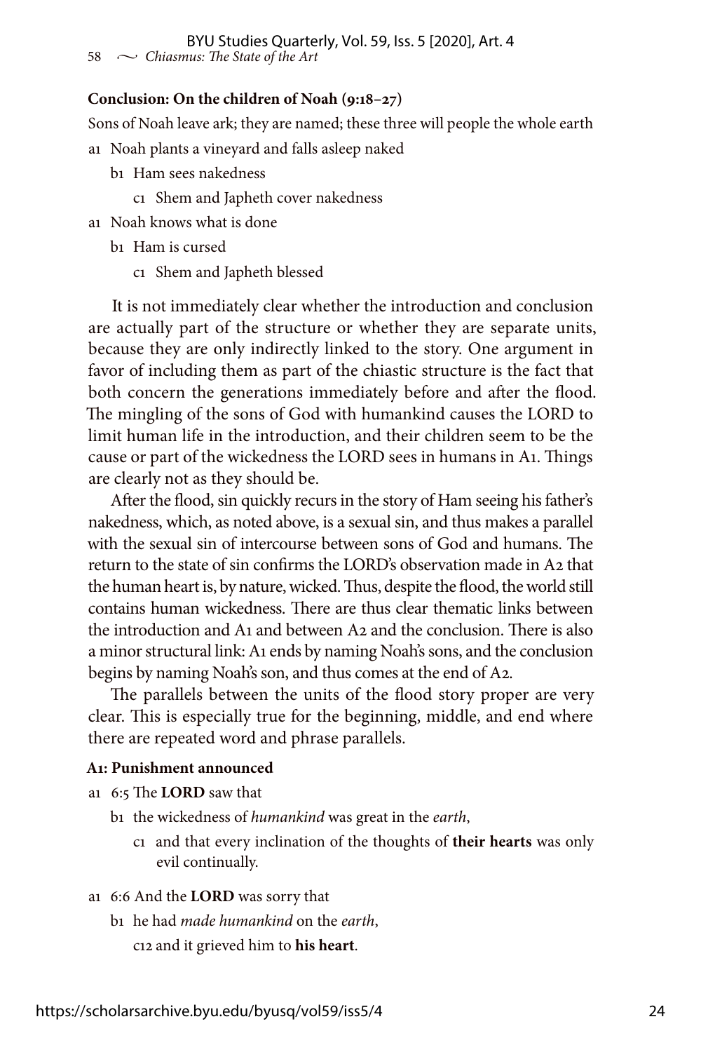**Conclusion: On the children of Noah (9:18–27)**

Sons of Noah leave ark; they are named; these three will people the whole earth

- a1 Noah plants a vineyard and falls asleep naked
  - b1 Ham sees nakedness
    - c1 Shem and Japheth cover nakedness
- a1 Noah knows what is done
  - b1 Ham is cursed
    - c1 Shem and Japheth blessed

It is not immediately clear whether the introduction and conclusion are actually part of the structure or whether they are separate units, because they are only indirectly linked to the story. One argument in favor of including them as part of the chiastic structure is the fact that both concern the generations immediately before and after the flood. The mingling of the sons of God with humankind causes the LORD to limit human life in the introduction, and their children seem to be the cause or part of the wickedness the LORD sees in humans in A1. Things are clearly not as they should be.

After the flood, sin quickly recurs in the story of Ham seeing his father's nakedness, which, as noted above, is a sexual sin, and thus makes a parallel with the sexual sin of intercourse between sons of God and humans. The return to the state of sin confirms the LORD's observation made in A2 that the human heart is, by nature, wicked. Thus, despite the flood, the world still contains human wickedness. There are thus clear thematic links between the introduction and A1 and between A2 and the conclusion. There is also a minor structural link: A1 ends by naming Noah's sons, and the conclusion begins by naming Noah's son, and thus comes at the end of A2.

The parallels between the units of the flood story proper are very clear. This is especially true for the beginning, middle, and end where there are repeated word and phrase parallels.

**A1: Punishment announced**

- a1 6:5 The **LORD** saw that
  - b1 the wickedness of *humankind* was great in the *earth*,
    - c1 and that every inclination of the thoughts of **their hearts** was only evil continually.
- a1 6:6 And the **LORD** was sorry that
  - b1 he had *made humankind* on the *earth*,
  - c12 and it grieved him to **his heart**.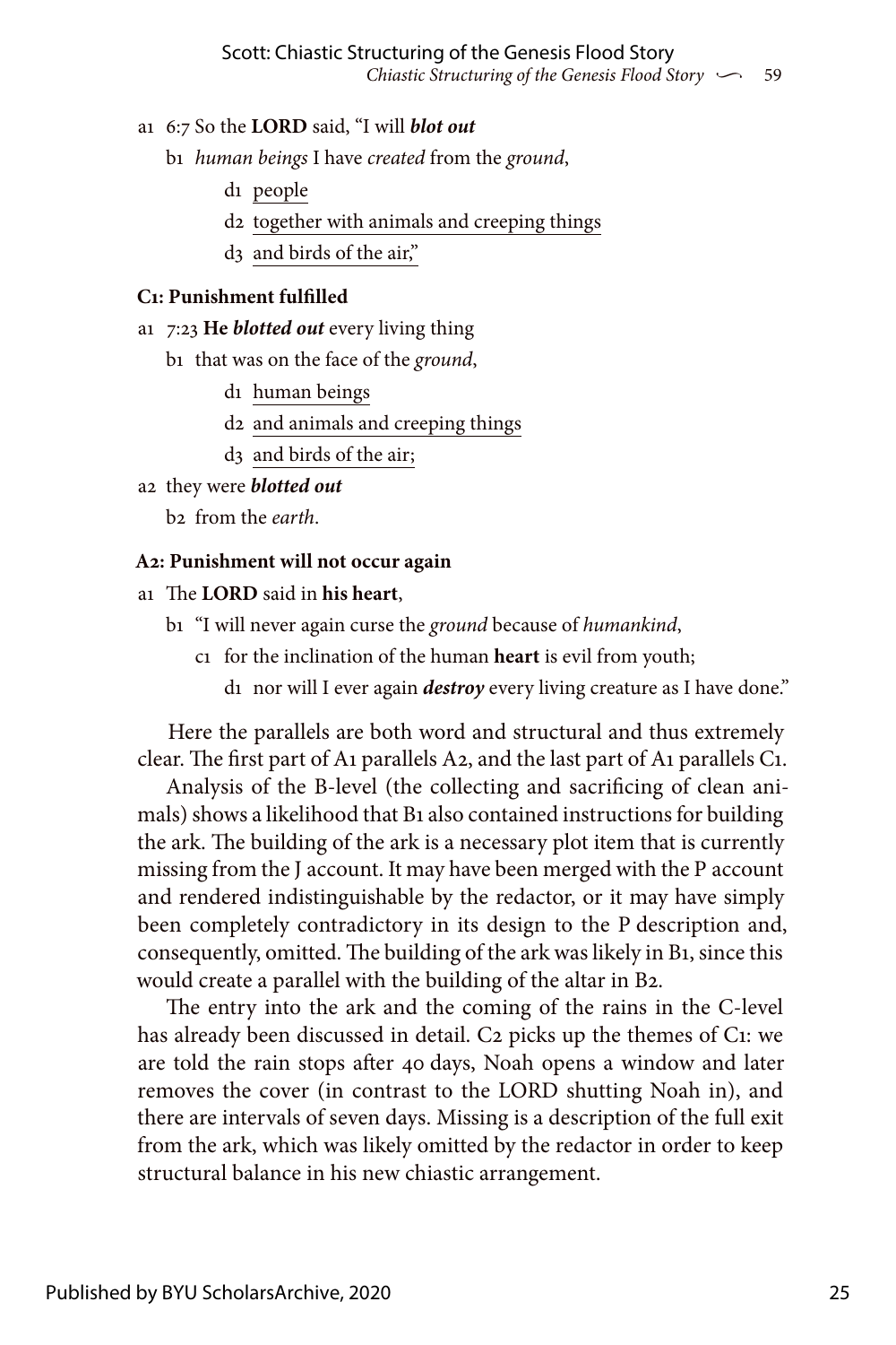a1 6:7 So the **LORD** said, "I will ***blot out***

b1 *human beings* I have *created* from the *ground*,

d1 people

d2 together with animals and creeping things

d3 and birds of the air,"

**C1: Punishment fulfilled**

a1 7:23 **He** ***blotted out*** every living thing

b1 that was on the face of the *ground*,

d1 human beings

d2 and animals and creeping things

d3 and birds of the air;

a2 they were ***blotted out***

b2 from the *earth*.

**A2: Punishment will not occur again**

a1 The **LORD** said in **his heart**,

b1 "I will never again curse the *ground* because of *humankind*,

c1 for the inclination of the human **heart** is evil from youth;

d1 nor will I ever again ***destroy*** every living creature as I have done."

Here the parallels are both word and structural and thus extremely clear. The first part of A1 parallels A2, and the last part of A1 parallels C1.

Analysis of the B-level (the collecting and sacrificing of clean animals) shows a likelihood that B1 also contained instructions for building the ark. The building of the ark is a necessary plot item that is currently missing from the J account. It may have been merged with the P account and rendered indistinguishable by the redactor, or it may have simply been completely contradictory in its design to the P description and, consequently, omitted. The building of the ark was likely in B1, since this would create a parallel with the building of the altar in B2.

The entry into the ark and the coming of the rains in the C-level has already been discussed in detail. C2 picks up the themes of C1: we are told the rain stops after 40 days, Noah opens a window and later removes the cover (in contrast to the LORD shutting Noah in), and there are intervals of seven days. Missing is a description of the full exit from the ark, which was likely omitted by the redactor in order to keep structural balance in his new chiastic arrangement.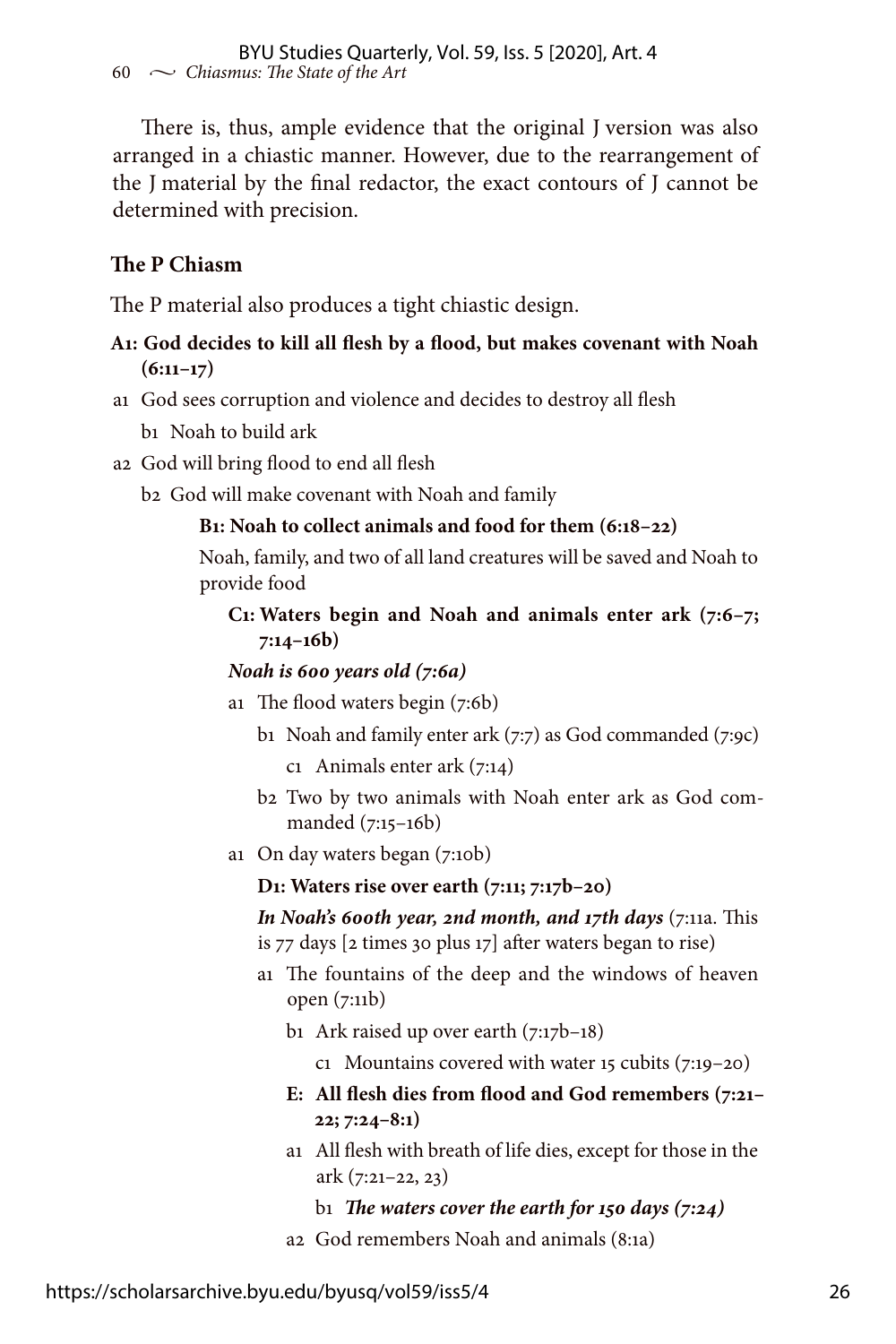There is, thus, ample evidence that the original J version was also arranged in a chiastic manner. However, due to the rearrangement of the J material by the final redactor, the exact contours of J cannot be determined with precision.

### The P Chiasm

The P material also produces a tight chiastic design.

**A1: God decides to kill all flesh by a flood, but makes covenant with Noah (6:11–17)**

- a1 God sees corruption and violence and decides to destroy all flesh
  - b1 Noah to build ark
- a2 God will bring flood to end all flesh
  - b2 God will make covenant with Noah and family

**B1: Noah to collect animals and food for them (6:18–22)**

Noah, family, and two of all land creatures will be saved and Noah to provide food

**C1: Waters begin and Noah and animals enter ark (7:6–7; 7:14–16b)**

***Noah is 600 years old (7:6a)***

- a1 The flood waters begin (7:6b)
  - b1 Noah and family enter ark (7:7) as God commanded (7:9c)
    - c1 Animals enter ark (7:14)
  - b2 Two by two animals with Noah enter ark as God commanded (7:15–16b)
- a1 On day waters began (7:10b)

**D1: Waters rise over earth (7:11; 7:17b–20)**

***In Noah's 600th year, 2nd month, and 17th days*** (7:11a. This is 77 days [2 times 30 plus 17] after waters began to rise)

- a1 The fountains of the deep and the windows of heaven open (7:11b)
  - b1 Ark raised up over earth (7:17b–18)
    - c1 Mountains covered with water 15 cubits (7:19–20)

**E: All flesh dies from flood and God remembers (7:21–22; 7:24–8:1)**

- a1 All flesh with breath of life dies, except for those in the ark (7:21–22, 23)
  - b1 ***The waters cover the earth for 150 days (7:24)***
- a2 God remembers Noah and animals (8:1a)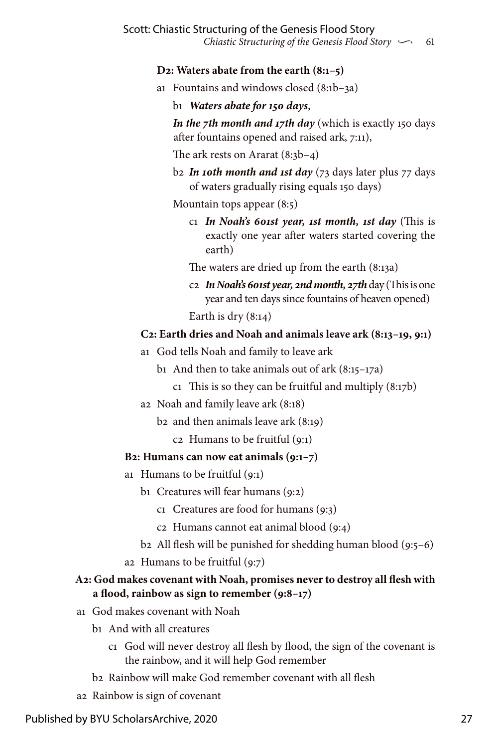**D2: Waters abate from the earth (8:1–5)**

- a1 Fountains and windows closed (8:1b–3a)
    - b1 ***Waters abate for 150 days***,
    
      ***In the 7th month and 17th day*** (which is exactly 150 days after fountains opened and raised ark, 7:11),
    
      The ark rests on Ararat (8:3b–4)
    - b2 ***In 10th month and 1st day*** (73 days later plus 77 days of waters gradually rising equals 150 days)
    
      Mountain tops appear (8:5)
        - c1 ***In Noah's 601st year, 1st month, 1st day*** (This is exactly one year after waters started covering the earth)
        
          The waters are dried up from the earth (8:13a)
        - c2 ***In Noah's 601st year, 2nd month, 27th*** day (This is one year and ten days since fountains of heaven opened)
        
          Earth is dry (8:14)

**C2: Earth dries and Noah and animals leave ark (8:13–19, 9:1)**

- a1 God tells Noah and family to leave ark
    - b1 And then to take animals out of ark (8:15–17a)
        - c1 This is so they can be fruitful and multiply (8:17b)
- a2 Noah and family leave ark (8:18)
    - b2 and then animals leave ark (8:19)
        - c2 Humans to be fruitful (9:1)

**B2: Humans can now eat animals (9:1–7)**

- a1 Humans to be fruitful (9:1)
    - b1 Creatures will fear humans (9:2)
        - c1 Creatures are food for humans (9:3)
        - c2 Humans cannot eat animal blood (9:4)
    - b2 All flesh will be punished for shedding human blood (9:5–6)
- a2 Humans to be fruitful (9:7)

**A2: God makes covenant with Noah, promises never to destroy all flesh with a flood, rainbow as sign to remember (9:8–17)**

- a1 God makes covenant with Noah
    - b1 And with all creatures
        - c1 God will never destroy all flesh by flood, the sign of the covenant is the rainbow, and it will help God remember
    - b2 Rainbow will make God remember covenant with all flesh
- a2 Rainbow is sign of covenant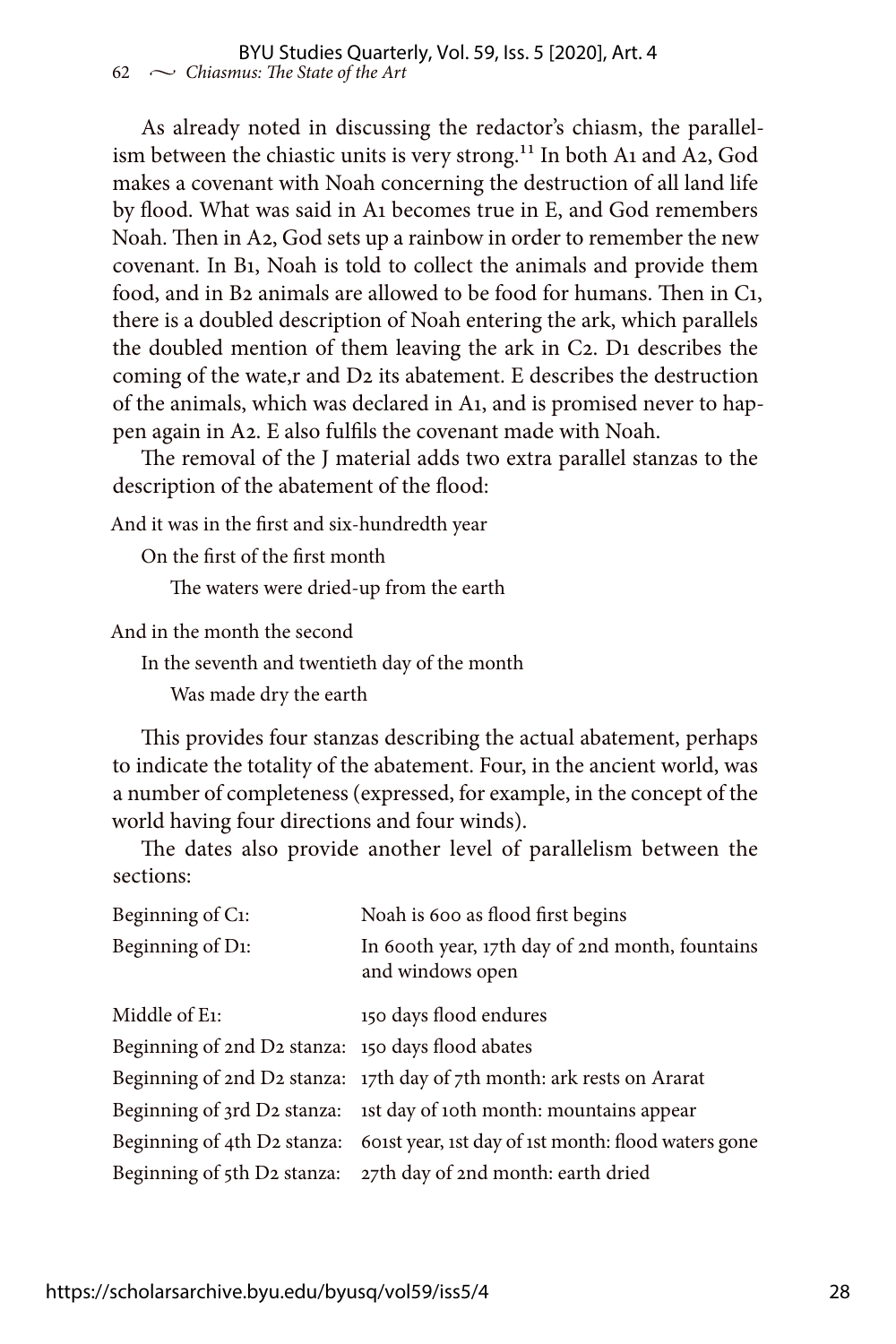As already noted in discussing the redactor's chiasm, the parallelism between the chiastic units is very strong.[11] In both A1 and A2, God makes a covenant with Noah concerning the destruction of all land life by flood. What was said in A1 becomes true in E, and God remembers Noah. Then in A2, God sets up a rainbow in order to remember the new covenant. In B1, Noah is told to collect the animals and provide them food, and in B2 animals are allowed to be food for humans. Then in C1, there is a doubled description of Noah entering the ark, which parallels the doubled mention of them leaving the ark in C2. D1 describes the coming of the wate,r and D2 its abatement. E describes the destruction of the animals, which was declared in A1, and is promised never to happen again in A2. E also fulfils the covenant made with Noah.

The removal of the J material adds two extra parallel stanzas to the description of the abatement of the flood:

And it was in the first and six-hundredth year
  On the first of the first month
    The waters were dried-up from the earth

And in the month the second
  In the seventh and twentieth day of the month
    Was made dry the earth

This provides four stanzas describing the actual abatement, perhaps to indicate the totality of the abatement. Four, in the ancient world, was a number of completeness (expressed, for example, in the concept of the world having four directions and four winds).

The dates also provide another level of parallelism between the sections:

| | |
|---|---|
| Beginning of C1: | Noah is 600 as flood first begins |
| Beginning of D1: | In 600th year, 17th day of 2nd month, fountains and windows open |
| Middle of E1: | 150 days flood endures |
| Beginning of 2nd D2 stanza: | 150 days flood abates |
| Beginning of 2nd D2 stanza: | 17th day of 7th month: ark rests on Ararat |
| Beginning of 3rd D2 stanza: | 1st day of 10th month: mountains appear |
| Beginning of 4th D2 stanza: | 601st year, 1st day of 1st month: flood waters gone |
| Beginning of 5th D2 stanza: | 27th day of 2nd month: earth dried |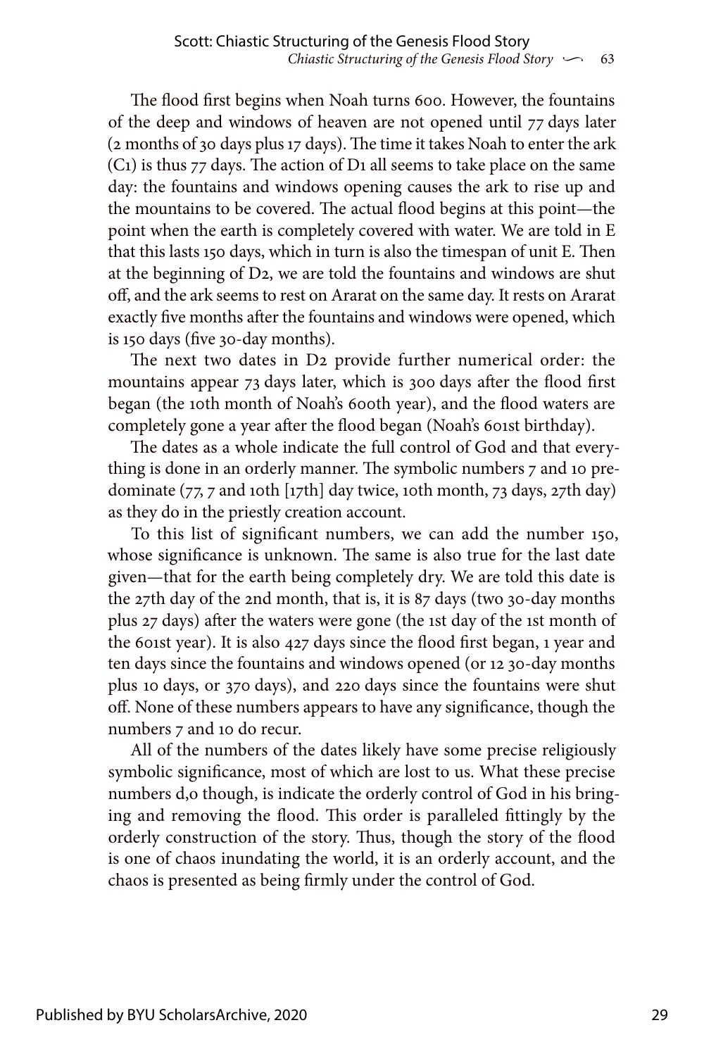The flood first begins when Noah turns 600. However, the fountains of the deep and windows of heaven are not opened until 77 days later (2 months of 30 days plus 17 days). The time it takes Noah to enter the ark (C1) is thus 77 days. The action of D1 all seems to take place on the same day: the fountains and windows opening causes the ark to rise up and the mountains to be covered. The actual flood begins at this point—the point when the earth is completely covered with water. We are told in E that this lasts 150 days, which in turn is also the timespan of unit E. Then at the beginning of D2, we are told the fountains and windows are shut off, and the ark seems to rest on Ararat on the same day. It rests on Ararat exactly five months after the fountains and windows were opened, which is 150 days (five 30-day months).

The next two dates in D2 provide further numerical order: the mountains appear 73 days later, which is 300 days after the flood first began (the 10th month of Noah's 600th year), and the flood waters are completely gone a year after the flood began (Noah's 601st birthday).

The dates as a whole indicate the full control of God and that everything is done in an orderly manner. The symbolic numbers 7 and 10 predominate (77, 7 and 10th [17th] day twice, 10th month, 73 days, 27th day) as they do in the priestly creation account.

To this list of significant numbers, we can add the number 150, whose significance is unknown. The same is also true for the last date given—that for the earth being completely dry. We are told this date is the 27th day of the 2nd month, that is, it is 87 days (two 30-day months plus 27 days) after the waters were gone (the 1st day of the 1st month of the 601st year). It is also 427 days since the flood first began, 1 year and ten days since the fountains and windows opened (or 12 30-day months plus 10 days, or 370 days), and 220 days since the fountains were shut off. None of these numbers appears to have any significance, though the numbers 7 and 10 do recur.

All of the numbers of the dates likely have some precise religiously symbolic significance, most of which are lost to us. What these precise numbers d,o though, is indicate the orderly control of God in his bringing and removing the flood. This order is paralleled fittingly by the orderly construction of the story. Thus, though the story of the flood is one of chaos inundating the world, it is an orderly account, and the chaos is presented as being firmly under the control of God.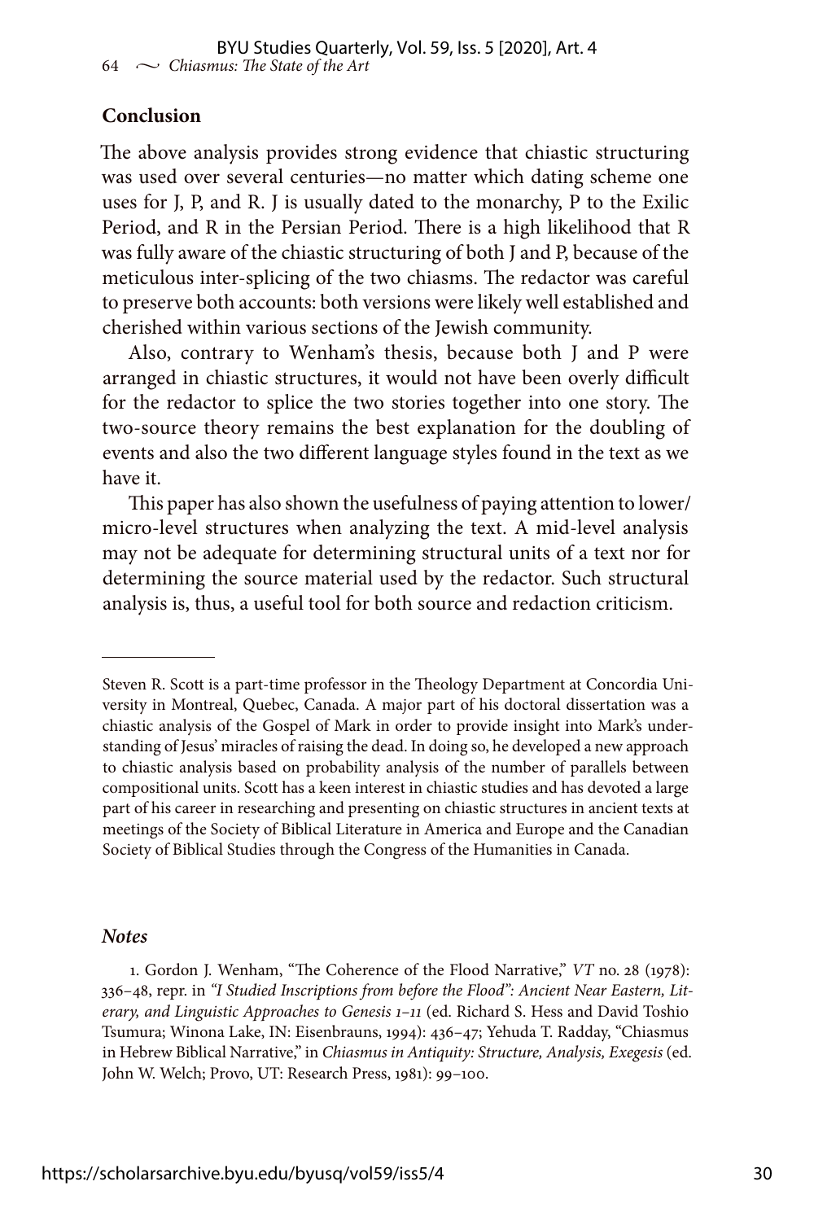## Conclusion

The above analysis provides strong evidence that chiastic structuring was used over several centuries—no matter which dating scheme one uses for J, P, and R. J is usually dated to the monarchy, P to the Exilic Period, and R in the Persian Period. There is a high likelihood that R was fully aware of the chiastic structuring of both J and P, because of the meticulous inter-splicing of the two chiasms. The redactor was careful to preserve both accounts: both versions were likely well established and cherished within various sections of the Jewish community.

Also, contrary to Wenham's thesis, because both J and P were arranged in chiastic structures, it would not have been overly difficult for the redactor to splice the two stories together into one story. The two-source theory remains the best explanation for the doubling of events and also the two different language styles found in the text as we have it.

This paper has also shown the usefulness of paying attention to lower/micro-level structures when analyzing the text. A mid-level analysis may not be adequate for determining structural units of a text nor for determining the source material used by the redactor. Such structural analysis is, thus, a useful tool for both source and redaction criticism.

---

Steven R. Scott is a part-time professor in the Theology Department at Concordia University in Montreal, Quebec, Canada. A major part of his doctoral dissertation was a chiastic analysis of the Gospel of Mark in order to provide insight into Mark's understanding of Jesus' miracles of raising the dead. In doing so, he developed a new approach to chiastic analysis based on probability analysis of the number of parallels between compositional units. Scott has a keen interest in chiastic studies and has devoted a large part of his career in researching and presenting on chiastic structures in ancient texts at meetings of the Society of Biblical Literature in America and Europe and the Canadian Society of Biblical Studies through the Congress of the Humanities in Canada.

### *Notes*

1. Gordon J. Wenham, "The Coherence of the Flood Narrative," *VT* no. 28 (1978): 336–48, repr. in *"I Studied Inscriptions from before the Flood": Ancient Near Eastern, Literary, and Linguistic Approaches to Genesis 1–11* (ed. Richard S. Hess and David Toshio Tsumura; Winona Lake, IN: Eisenbrauns, 1994): 436–47; Yehuda T. Radday, "Chiasmus in Hebrew Biblical Narrative," in *Chiasmus in Antiquity: Structure, Analysis, Exegesis* (ed. John W. Welch; Provo, UT: Research Press, 1981): 99–100.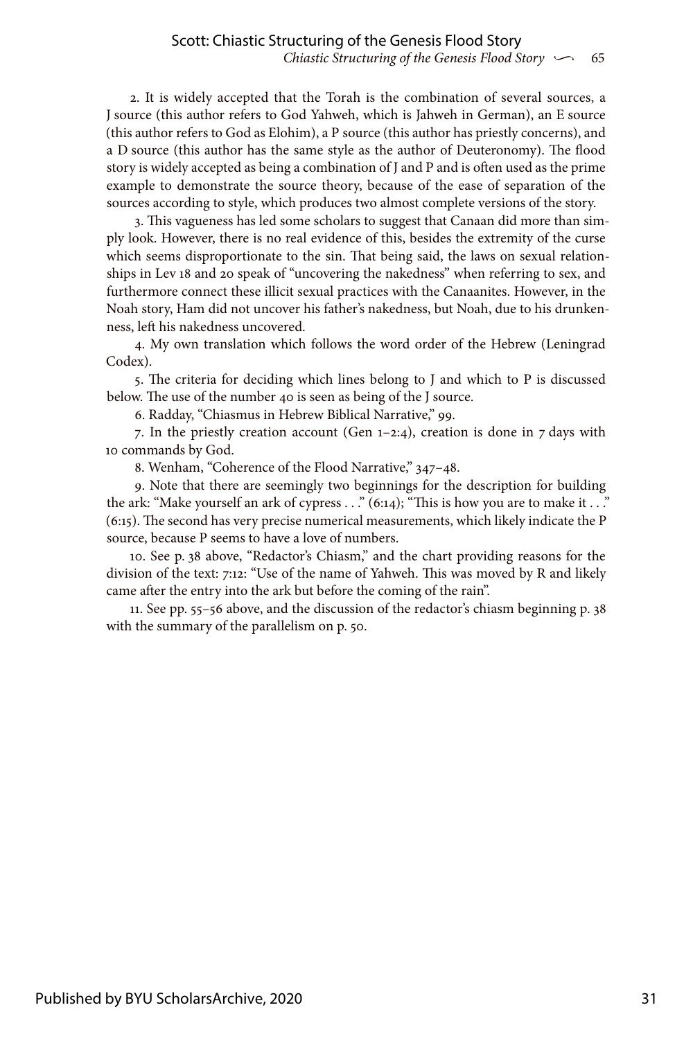2. It is widely accepted that the Torah is the combination of several sources, a J source (this author refers to God Yahweh, which is Jahweh in German), an E source (this author refers to God as Elohim), a P source (this author has priestly concerns), and a D source (this author has the same style as the author of Deuteronomy). The flood story is widely accepted as being a combination of J and P and is often used as the prime example to demonstrate the source theory, because of the ease of separation of the sources according to style, which produces two almost complete versions of the story.

3. This vagueness has led some scholars to suggest that Canaan did more than simply look. However, there is no real evidence of this, besides the extremity of the curse which seems disproportionate to the sin. That being said, the laws on sexual relationships in Lev 18 and 20 speak of "uncovering the nakedness" when referring to sex, and furthermore connect these illicit sexual practices with the Canaanites. However, in the Noah story, Ham did not uncover his father's nakedness, but Noah, due to his drunkenness, left his nakedness uncovered.

4. My own translation which follows the word order of the Hebrew (Leningrad Codex).

5. The criteria for deciding which lines belong to J and which to P is discussed below. The use of the number 40 is seen as being of the J source.

6. Radday, "Chiasmus in Hebrew Biblical Narrative," 99.

7. In the priestly creation account (Gen 1–2:4), creation is done in 7 days with 10 commands by God.

8. Wenham, "Coherence of the Flood Narrative," 347–48.

9. Note that there are seemingly two beginnings for the description for building the ark: "Make yourself an ark of cypress . . ." (6:14); "This is how you are to make it . . ." (6:15). The second has very precise numerical measurements, which likely indicate the P source, because P seems to have a love of numbers.

10. See p. 38 above, "Redactor's Chiasm," and the chart providing reasons for the division of the text: 7:12: "Use of the name of Yahweh. This was moved by R and likely came after the entry into the ark but before the coming of the rain".

11. See pp. 55–56 above, and the discussion of the redactor's chiasm beginning p. 38 with the summary of the parallelism on p. 50.